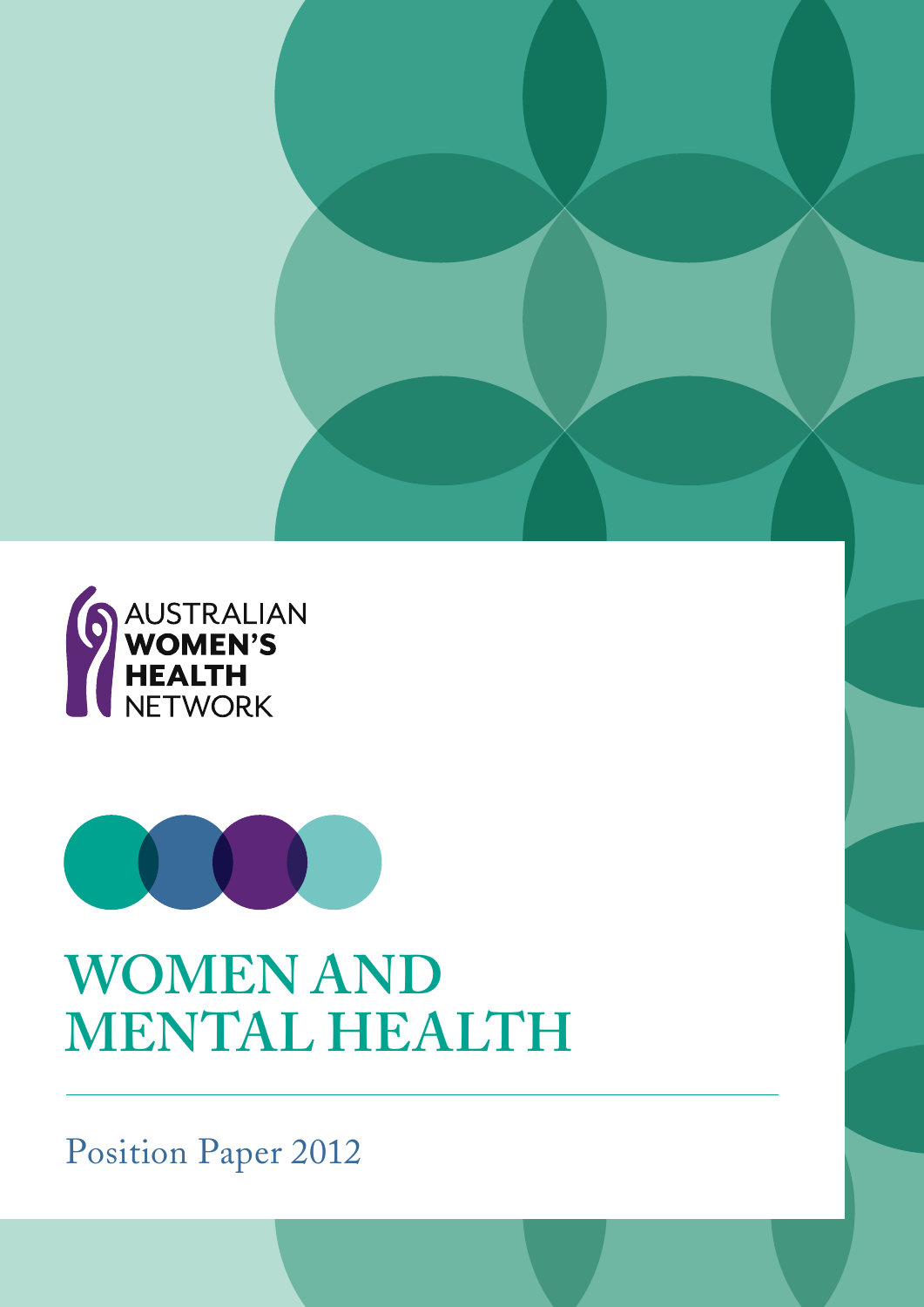AUSTRALIAN
**WOMEN'S**
**HEALTH**
NETWORK

# WOMEN AND MENTAL HEALTH

Position Paper 2012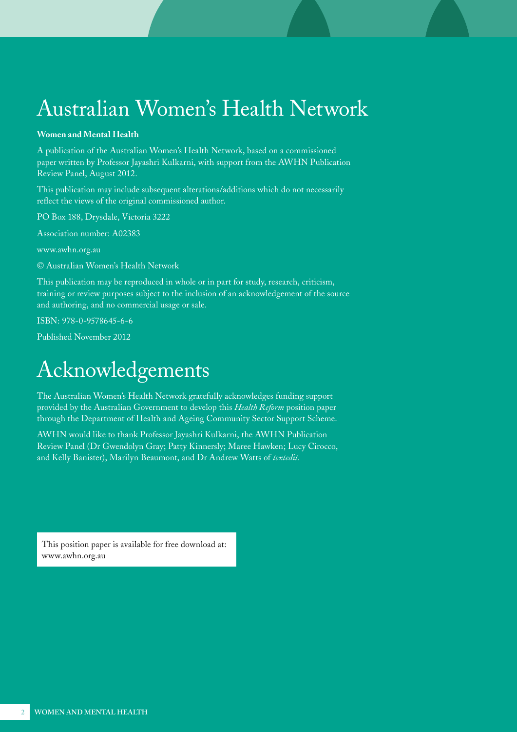# Australian Women's Health Network

**Women and Mental Health**

A publication of the Australian Women's Health Network, based on a commissioned paper written by Professor Jayashri Kulkarni, with support from the AWHN Publication Review Panel, August 2012.

This publication may include subsequent alterations/additions which do not necessarily reflect the views of the original commissioned author.

PO Box 188, Drysdale, Victoria 3222

Association number: A02383

www.awhn.org.au

© Australian Women's Health Network

This publication may be reproduced in whole or in part for study, research, criticism, training or review purposes subject to the inclusion of an acknowledgement of the source and authoring, and no commercial usage or sale.

ISBN: 978-0-9578645-6-6

Published November 2012

# Acknowledgements

The Australian Women's Health Network gratefully acknowledges funding support provided by the Australian Government to develop this *Health Reform* position paper through the Department of Health and Ageing Community Sector Support Scheme.

AWHN would like to thank Professor Jayashri Kulkarni, the AWHN Publication Review Panel (Dr Gwendolyn Gray; Patty Kinnersly; Maree Hawken; Lucy Cirocco, and Kelly Banister), Marilyn Beaumont, and Dr Andrew Watts of *textedit*.

This position paper is available for free download at: www.awhn.org.au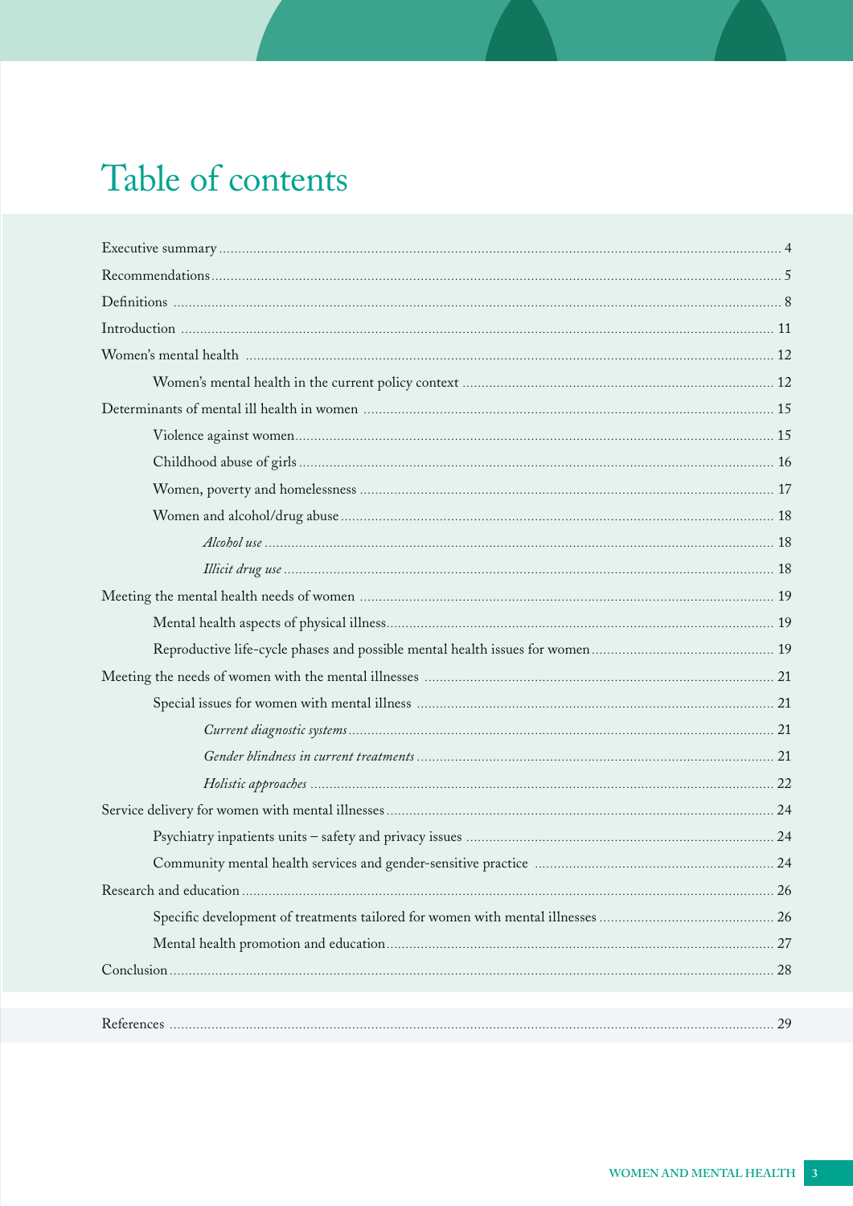# Table of contents

- Executive summary ... 4
- Recommendations ... 5
- Definitions ... 8
- Introduction ... 11
- Women's mental health ... 12
  - Women's mental health in the current policy context ... 12
- Determinants of mental ill health in women ... 15
  - Violence against women ... 15
  - Childhood abuse of girls ... 16
  - Women, poverty and homelessness ... 17
  - Women and alcohol/drug abuse ... 18
    - *Alcohol use* ... 18
    - *Illicit drug use* ... 18
- Meeting the mental health needs of women ... 19
  - Mental health aspects of physical illness ... 19
  - Reproductive life-cycle phases and possible mental health issues for women ... 19
- Meeting the needs of women with the mental illnesses ... 21
  - Special issues for women with mental illness ... 21
    - *Current diagnostic systems* ... 21
    - *Gender blindness in current treatments* ... 21
    - *Holistic approaches* ... 22
- Service delivery for women with mental illnesses ... 24
  - Psychiatry inpatients units – safety and privacy issues ... 24
  - Community mental health services and gender-sensitive practice ... 24
- Research and education ... 26
  - Specific development of treatments tailored for women with mental illnesses ... 26
  - Mental health promotion and education ... 27
- Conclusion ... 28

- References ... 29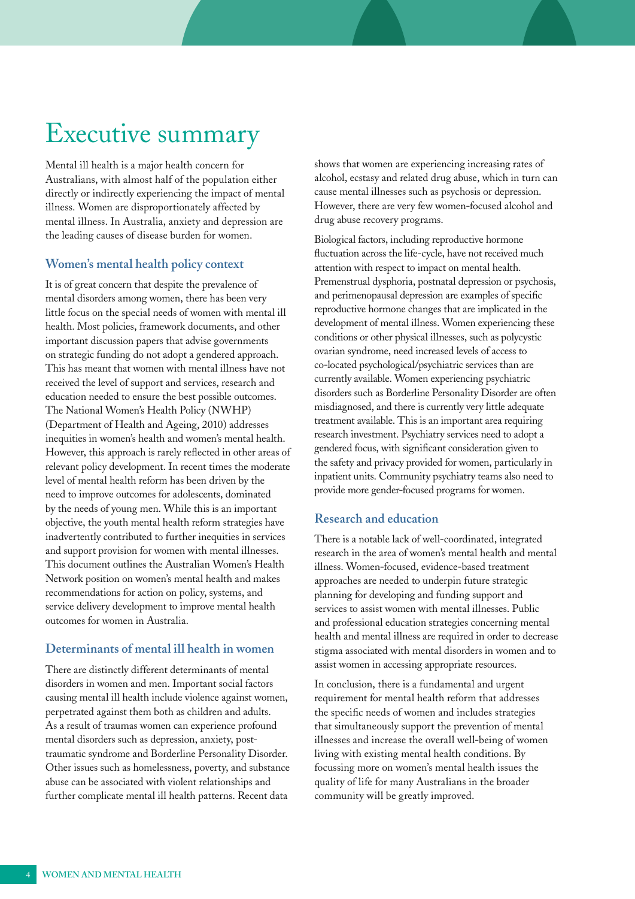# Executive summary

Mental ill health is a major health concern for Australians, with almost half of the population either directly or indirectly experiencing the impact of mental illness. Women are disproportionately affected by mental illness. In Australia, anxiety and depression are the leading causes of disease burden for women.

### Women's mental health policy context

It is of great concern that despite the prevalence of mental disorders among women, there has been very little focus on the special needs of women with mental ill health. Most policies, framework documents, and other important discussion papers that advise governments on strategic funding do not adopt a gendered approach. This has meant that women with mental illness have not received the level of support and services, research and education needed to ensure the best possible outcomes. The National Women's Health Policy (NWHP) (Department of Health and Ageing, 2010) addresses inequities in women's health and women's mental health. However, this approach is rarely reflected in other areas of relevant policy development. In recent times the moderate level of mental health reform has been driven by the need to improve outcomes for adolescents, dominated by the needs of young men. While this is an important objective, the youth mental health reform strategies have inadvertently contributed to further inequities in services and support provision for women with mental illnesses. This document outlines the Australian Women's Health Network position on women's mental health and makes recommendations for action on policy, systems, and service delivery development to improve mental health outcomes for women in Australia.

### Determinants of mental ill health in women

There are distinctly different determinants of mental disorders in women and men. Important social factors causing mental ill health include violence against women, perpetrated against them both as children and adults. As a result of traumas women can experience profound mental disorders such as depression, anxiety, post-traumatic syndrome and Borderline Personality Disorder. Other issues such as homelessness, poverty, and substance abuse can be associated with violent relationships and further complicate mental ill health patterns. Recent data shows that women are experiencing increasing rates of alcohol, ecstasy and related drug abuse, which in turn can cause mental illnesses such as psychosis or depression. However, there are very few women-focused alcohol and drug abuse recovery programs.

Biological factors, including reproductive hormone fluctuation across the life-cycle, have not received much attention with respect to impact on mental health. Premenstrual dysphoria, postnatal depression or psychosis, and perimenopausal depression are examples of specific reproductive hormone changes that are implicated in the development of mental illness. Women experiencing these conditions or other physical illnesses, such as polycystic ovarian syndrome, need increased levels of access to co-located psychological/psychiatric services than are currently available. Women experiencing psychiatric disorders such as Borderline Personality Disorder are often misdiagnosed, and there is currently very little adequate treatment available. This is an important area requiring research investment. Psychiatry services need to adopt a gendered focus, with significant consideration given to the safety and privacy provided for women, particularly in inpatient units. Community psychiatry teams also need to provide more gender-focused programs for women.

### Research and education

There is a notable lack of well-coordinated, integrated research in the area of women's mental health and mental illness. Women-focused, evidence-based treatment approaches are needed to underpin future strategic planning for developing and funding support and services to assist women with mental illnesses. Public and professional education strategies concerning mental health and mental illness are required in order to decrease stigma associated with mental disorders in women and to assist women in accessing appropriate resources.

In conclusion, there is a fundamental and urgent requirement for mental health reform that addresses the specific needs of women and includes strategies that simultaneously support the prevention of mental illnesses and increase the overall well-being of women living with existing mental health conditions. By focussing more on women's mental health issues the quality of life for many Australians in the broader community will be greatly improved.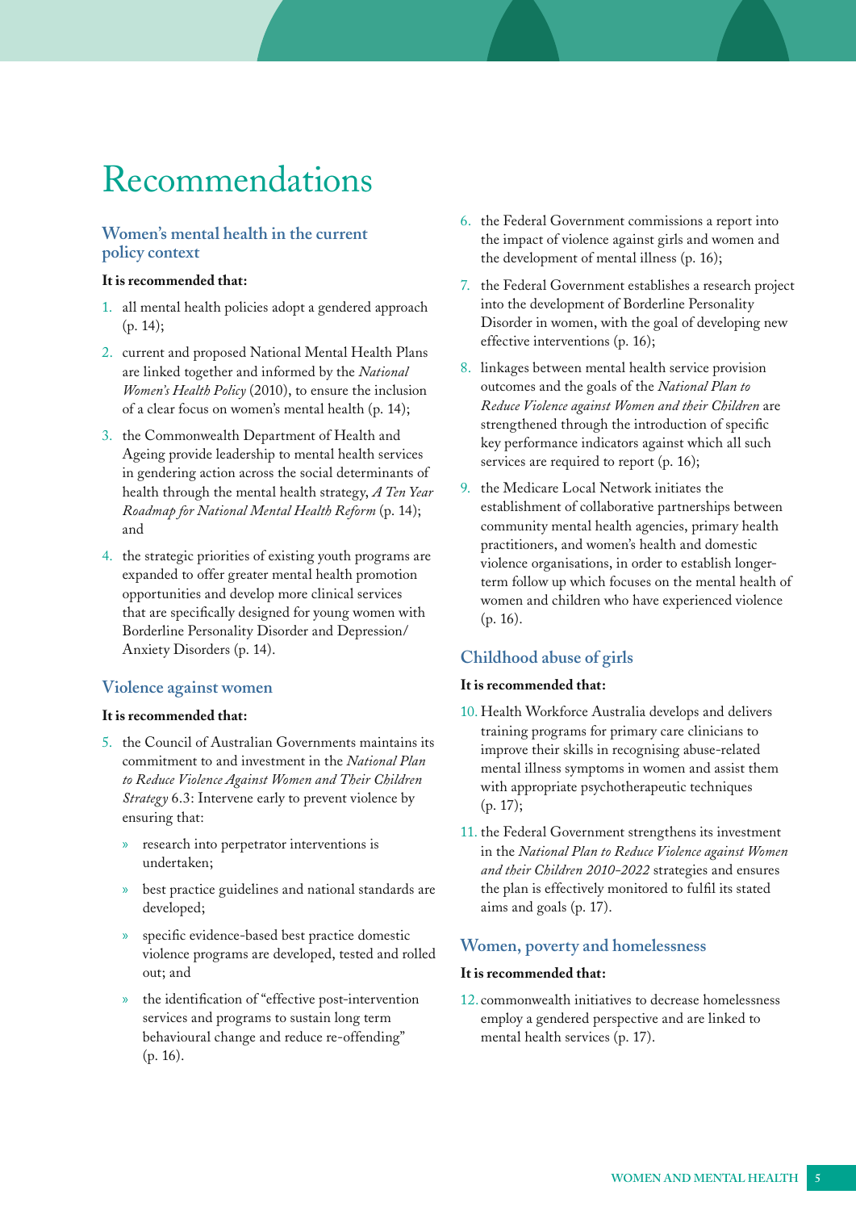# Recommendations

## Women's mental health in the current policy context

**It is recommended that:**

1. all mental health policies adopt a gendered approach (p. 14);
2. current and proposed National Mental Health Plans are linked together and informed by the *National Women's Health Policy* (2010), to ensure the inclusion of a clear focus on women's mental health (p. 14);
3. the Commonwealth Department of Health and Ageing provide leadership to mental health services in gendering action across the social determinants of health through the mental health strategy, *A Ten Year Roadmap for National Mental Health Reform* (p. 14); and
4. the strategic priorities of existing youth programs are expanded to offer greater mental health promotion opportunities and develop more clinical services that are specifically designed for young women with Borderline Personality Disorder and Depression/ Anxiety Disorders (p. 14).

## Violence against women

**It is recommended that:**

5. the Council of Australian Governments maintains its commitment to and investment in the *National Plan to Reduce Violence Against Women and Their Children Strategy* 6.3: Intervene early to prevent violence by ensuring that:
   - research into perpetrator interventions is undertaken;
   - best practice guidelines and national standards are developed;
   - specific evidence-based best practice domestic violence programs are developed, tested and rolled out; and
   - the identification of "effective post-intervention services and programs to sustain long term behavioural change and reduce re-offending" (p. 16).
6. the Federal Government commissions a report into the impact of violence against girls and women and the development of mental illness (p. 16);
7. the Federal Government establishes a research project into the development of Borderline Personality Disorder in women, with the goal of developing new effective interventions (p. 16);
8. linkages between mental health service provision outcomes and the goals of the *National Plan to Reduce Violence against Women and their Children* are strengthened through the introduction of specific key performance indicators against which all such services are required to report (p. 16);
9. the Medicare Local Network initiates the establishment of collaborative partnerships between community mental health agencies, primary health practitioners, and women's health and domestic violence organisations, in order to establish longer-term follow up which focuses on the mental health of women and children who have experienced violence (p. 16).

## Childhood abuse of girls

**It is recommended that:**

10. Health Workforce Australia develops and delivers training programs for primary care clinicians to improve their skills in recognising abuse-related mental illness symptoms in women and assist them with appropriate psychotherapeutic techniques (p. 17);
11. the Federal Government strengthens its investment in the *National Plan to Reduce Violence against Women and their Children 2010-2022* strategies and ensures the plan is effectively monitored to fulfil its stated aims and goals (p. 17).

## Women, poverty and homelessness

**It is recommended that:**

12. commonwealth initiatives to decrease homelessness employ a gendered perspective and are linked to mental health services (p. 17).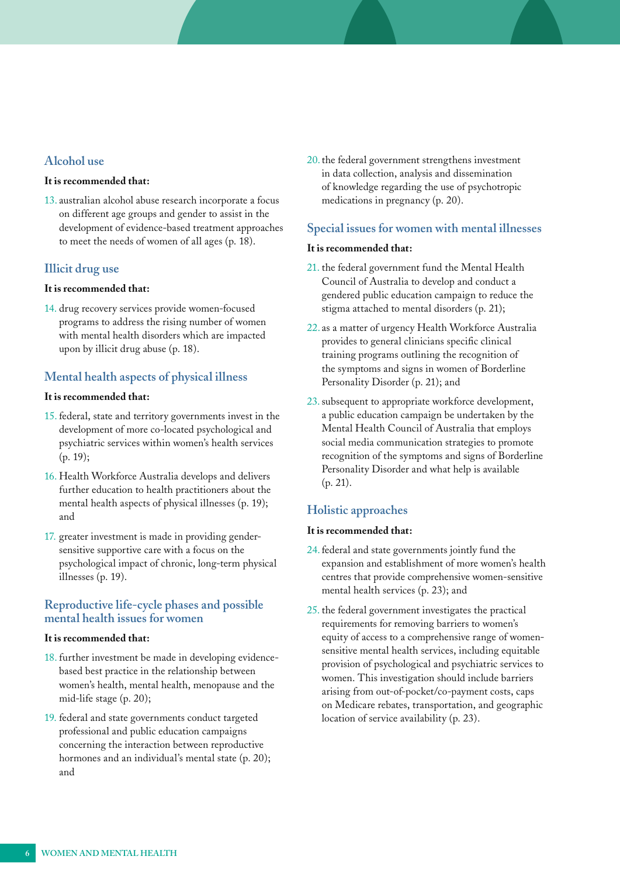## Alcohol use

**It is recommended that:**

13. australian alcohol abuse research incorporate a focus on different age groups and gender to assist in the development of evidence-based treatment approaches to meet the needs of women of all ages (p. 18).

## Illicit drug use

**It is recommended that:**

14. drug recovery services provide women-focused programs to address the rising number of women with mental health disorders which are impacted upon by illicit drug abuse (p. 18).

## Mental health aspects of physical illness

**It is recommended that:**

15. federal, state and territory governments invest in the development of more co-located psychological and psychiatric services within women's health services (p. 19);
16. Health Workforce Australia develops and delivers further education to health practitioners about the mental health aspects of physical illnesses (p. 19); and
17. greater investment is made in providing gender-sensitive supportive care with a focus on the psychological impact of chronic, long-term physical illnesses (p. 19).

## Reproductive life-cycle phases and possible mental health issues for women

**It is recommended that:**

18. further investment be made in developing evidence-based best practice in the relationship between women's health, mental health, menopause and the mid-life stage (p. 20);
19. federal and state governments conduct targeted professional and public education campaigns concerning the interaction between reproductive hormones and an individual's mental state (p. 20); and
20. the federal government strengthens investment in data collection, analysis and dissemination of knowledge regarding the use of psychotropic medications in pregnancy (p. 20).

## Special issues for women with mental illnesses

**It is recommended that:**

21. the federal government fund the Mental Health Council of Australia to develop and conduct a gendered public education campaign to reduce the stigma attached to mental disorders (p. 21);
22. as a matter of urgency Health Workforce Australia provides to general clinicians specific clinical training programs outlining the recognition of the symptoms and signs in women of Borderline Personality Disorder (p. 21); and
23. subsequent to appropriate workforce development, a public education campaign be undertaken by the Mental Health Council of Australia that employs social media communication strategies to promote recognition of the symptoms and signs of Borderline Personality Disorder and what help is available (p. 21).

## Holistic approaches

**It is recommended that:**

24. federal and state governments jointly fund the expansion and establishment of more women's health centres that provide comprehensive women-sensitive mental health services (p. 23); and
25. the federal government investigates the practical requirements for removing barriers to women's equity of access to a comprehensive range of women-sensitive mental health services, including equitable provision of psychological and psychiatric services to women. This investigation should include barriers arising from out-of-pocket/co-payment costs, caps on Medicare rebates, transportation, and geographic location of service availability (p. 23).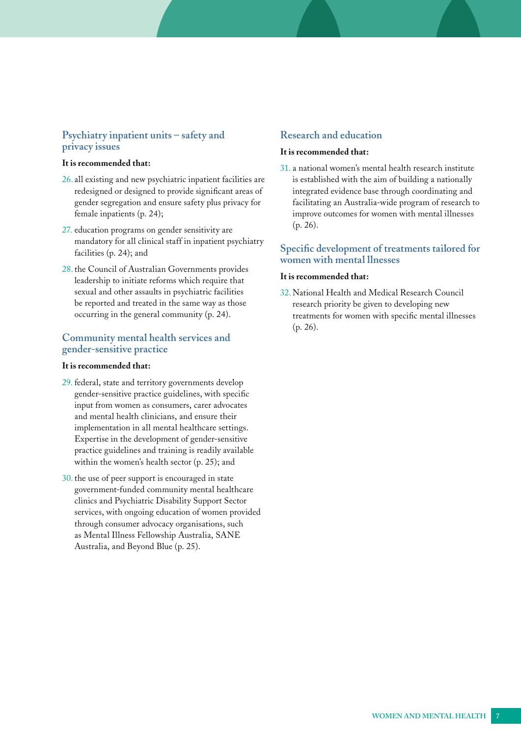### Psychiatry inpatient units – safety and privacy issues

**It is recommended that:**

26. all existing and new psychiatric inpatient facilities are redesigned or designed to provide significant areas of gender segregation and ensure safety plus privacy for female inpatients (p. 24);
27. education programs on gender sensitivity are mandatory for all clinical staff in inpatient psychiatry facilities (p. 24); and
28. the Council of Australian Governments provides leadership to initiate reforms which require that sexual and other assaults in psychiatric facilities be reported and treated in the same way as those occurring in the general community (p. 24).

### Community mental health services and gender-sensitive practice

**It is recommended that:**

29. federal, state and territory governments develop gender-sensitive practice guidelines, with specific input from women as consumers, carer advocates and mental health clinicians, and ensure their implementation in all mental healthcare settings. Expertise in the development of gender-sensitive practice guidelines and training is readily available within the women's health sector (p. 25); and
30. the use of peer support is encouraged in state government-funded community mental healthcare clinics and Psychiatric Disability Support Sector services, with ongoing education of women provided through consumer advocacy organisations, such as Mental Illness Fellowship Australia, SANE Australia, and Beyond Blue (p. 25).

### Research and education

**It is recommended that:**

31. a national women's mental health research institute is established with the aim of building a nationally integrated evidence base through coordinating and facilitating an Australia-wide program of research to improve outcomes for women with mental illnesses (p. 26).

### Specific development of treatments tailored for women with mental llnesses

**It is recommended that:**

32. National Health and Medical Research Council research priority be given to developing new treatments for women with specific mental illnesses (p. 26).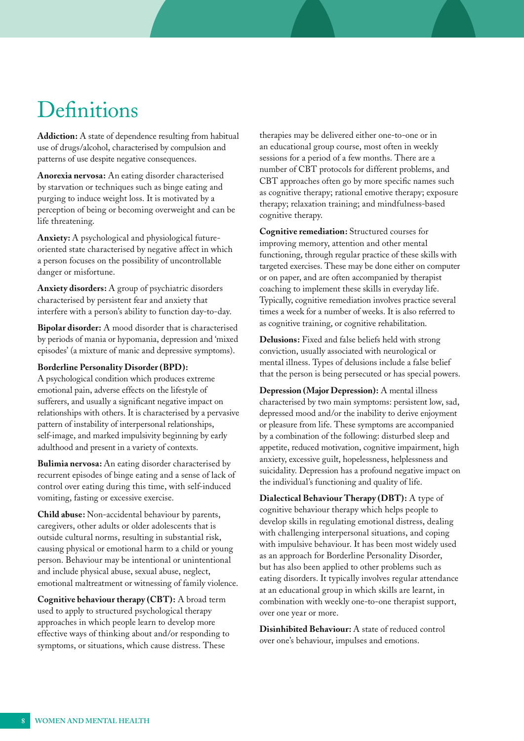# Definitions

**Addiction:** A state of dependence resulting from habitual use of drugs/alcohol, characterised by compulsion and patterns of use despite negative consequences.

**Anorexia nervosa:** An eating disorder characterised by starvation or techniques such as binge eating and purging to induce weight loss. It is motivated by a perception of being or becoming overweight and can be life threatening.

**Anxiety:** A psychological and physiological future-oriented state characterised by negative affect in which a person focuses on the possibility of uncontrollable danger or misfortune.

**Anxiety disorders:** A group of psychiatric disorders characterised by persistent fear and anxiety that interfere with a person's ability to function day-to-day.

**Bipolar disorder:** A mood disorder that is characterised by periods of mania or hypomania, depression and 'mixed episodes' (a mixture of manic and depressive symptoms).

**Borderline Personality Disorder (BPD):** A psychological condition which produces extreme emotional pain, adverse effects on the lifestyle of sufferers, and usually a significant negative impact on relationships with others. It is characterised by a pervasive pattern of instability of interpersonal relationships, self-image, and marked impulsivity beginning by early adulthood and present in a variety of contexts.

**Bulimia nervosa:** An eating disorder characterised by recurrent episodes of binge eating and a sense of lack of control over eating during this time, with self-induced vomiting, fasting or excessive exercise.

**Child abuse:** Non-accidental behaviour by parents, caregivers, other adults or older adolescents that is outside cultural norms, resulting in substantial risk, causing physical or emotional harm to a child or young person. Behaviour may be intentional or unintentional and include physical abuse, sexual abuse, neglect, emotional maltreatment or witnessing of family violence.

**Cognitive behaviour therapy (CBT):** A broad term used to apply to structured psychological therapy approaches in which people learn to develop more effective ways of thinking about and/or responding to symptoms, or situations, which cause distress. These therapies may be delivered either one-to-one or in an educational group course, most often in weekly sessions for a period of a few months. There are a number of CBT protocols for different problems, and CBT approaches often go by more specific names such as cognitive therapy; rational emotive therapy; exposure therapy; relaxation training; and mindfulness-based cognitive therapy.

**Cognitive remediation:** Structured courses for improving memory, attention and other mental functioning, through regular practice of these skills with targeted exercises. These may be done either on computer or on paper, and are often accompanied by therapist coaching to implement these skills in everyday life. Typically, cognitive remediation involves practice several times a week for a number of weeks. It is also referred to as cognitive training, or cognitive rehabilitation.

**Delusions:** Fixed and false beliefs held with strong conviction, usually associated with neurological or mental illness. Types of delusions include a false belief that the person is being persecuted or has special powers.

**Depression (Major Depression):** A mental illness characterised by two main symptoms: persistent low, sad, depressed mood and/or the inability to derive enjoyment or pleasure from life. These symptoms are accompanied by a combination of the following: disturbed sleep and appetite, reduced motivation, cognitive impairment, high anxiety, excessive guilt, hopelessness, helplessness and suicidality. Depression has a profound negative impact on the individual's functioning and quality of life.

**Dialectical Behaviour Therapy (DBT):** A type of cognitive behaviour therapy which helps people to develop skills in regulating emotional distress, dealing with challenging interpersonal situations, and coping with impulsive behaviour. It has been most widely used as an approach for Borderline Personality Disorder, but has also been applied to other problems such as eating disorders. It typically involves regular attendance at an educational group in which skills are learnt, in combination with weekly one-to-one therapist support, over one year or more.

**Disinhibited Behaviour:** A state of reduced control over one's behaviour, impulses and emotions.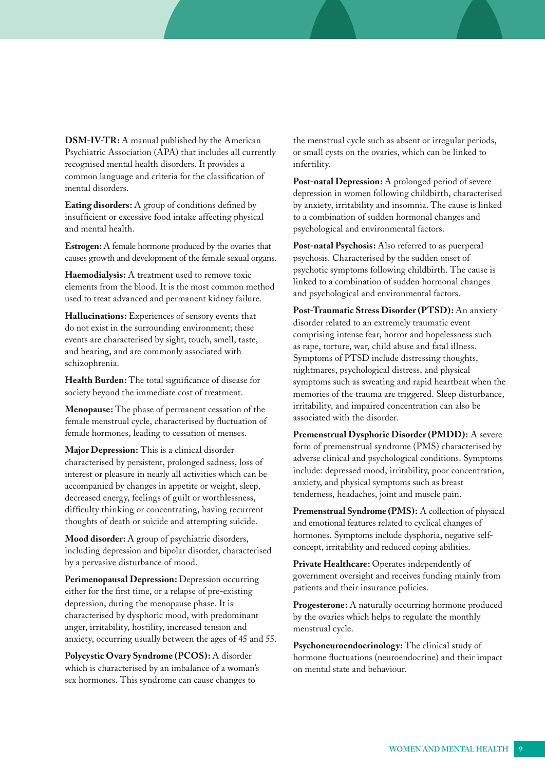**DSM-IV-TR:** A manual published by the American Psychiatric Association (APA) that includes all currently recognised mental health disorders. It provides a common language and criteria for the classification of mental disorders.

**Eating disorders:** A group of conditions defined by insufficient or excessive food intake affecting physical and mental health.

**Estrogen:** A female hormone produced by the ovaries that causes growth and development of the female sexual organs.

**Haemodialysis:** A treatment used to remove toxic elements from the blood. It is the most common method used to treat advanced and permanent kidney failure.

**Hallucinations:** Experiences of sensory events that do not exist in the surrounding environment; these events are characterised by sight, touch, smell, taste, and hearing, and are commonly associated with schizophrenia.

**Health Burden:** The total significance of disease for society beyond the immediate cost of treatment.

**Menopause:** The phase of permanent cessation of the female menstrual cycle, characterised by fluctuation of female hormones, leading to cessation of menses.

**Major Depression:** This is a clinical disorder characterised by persistent, prolonged sadness, loss of interest or pleasure in nearly all activities which can be accompanied by changes in appetite or weight, sleep, decreased energy, feelings of guilt or worthlessness, difficulty thinking or concentrating, having recurrent thoughts of death or suicide and attempting suicide.

**Mood disorder:** A group of psychiatric disorders, including depression and bipolar disorder, characterised by a pervasive disturbance of mood.

**Perimenopausal Depression:** Depression occurring either for the first time, or a relapse of pre-existing depression, during the menopause phase. It is characterised by dysphoric mood, with predominant anger, irritability, hostility, increased tension and anxiety, occurring usually between the ages of 45 and 55.

**Polycystic Ovary Syndrome (PCOS):** A disorder which is characterised by an imbalance of a woman's sex hormones. This syndrome can cause changes to the menstrual cycle such as absent or irregular periods, or small cysts on the ovaries, which can be linked to infertility.

**Post-natal Depression:** A prolonged period of severe depression in women following childbirth, characterised by anxiety, irritability and insomnia. The cause is linked to a combination of sudden hormonal changes and psychological and environmental factors.

**Post-natal Psychosis:** Also referred to as puerperal psychosis. Characterised by the sudden onset of psychotic symptoms following childbirth. The cause is linked to a combination of sudden hormonal changes and psychological and environmental factors.

**Post-Traumatic Stress Disorder (PTSD):** An anxiety disorder related to an extremely traumatic event comprising intense fear, horror and hopelessness such as rape, torture, war, child abuse and fatal illness. Symptoms of PTSD include distressing thoughts, nightmares, psychological distress, and physical symptoms such as sweating and rapid heartbeat when the memories of the trauma are triggered. Sleep disturbance, irritability, and impaired concentration can also be associated with the disorder.

**Premenstrual Dysphoric Disorder (PMDD):** A severe form of premenstrual syndrome (PMS) characterised by adverse clinical and psychological conditions. Symptoms include: depressed mood, irritability, poor concentration, anxiety, and physical symptoms such as breast tenderness, headaches, joint and muscle pain.

**Premenstrual Syndrome (PMS):** A collection of physical and emotional features related to cyclical changes of hormones. Symptoms include dysphoria, negative self-concept, irritability and reduced coping abilities.

**Private Healthcare:** Operates independently of government oversight and receives funding mainly from patients and their insurance policies.

**Progesterone:** A naturally occurring hormone produced by the ovaries which helps to regulate the monthly menstrual cycle.

**Psychoneuroendocrinology:** The clinical study of hormone fluctuations (neuroendocrine) and their impact on mental state and behaviour.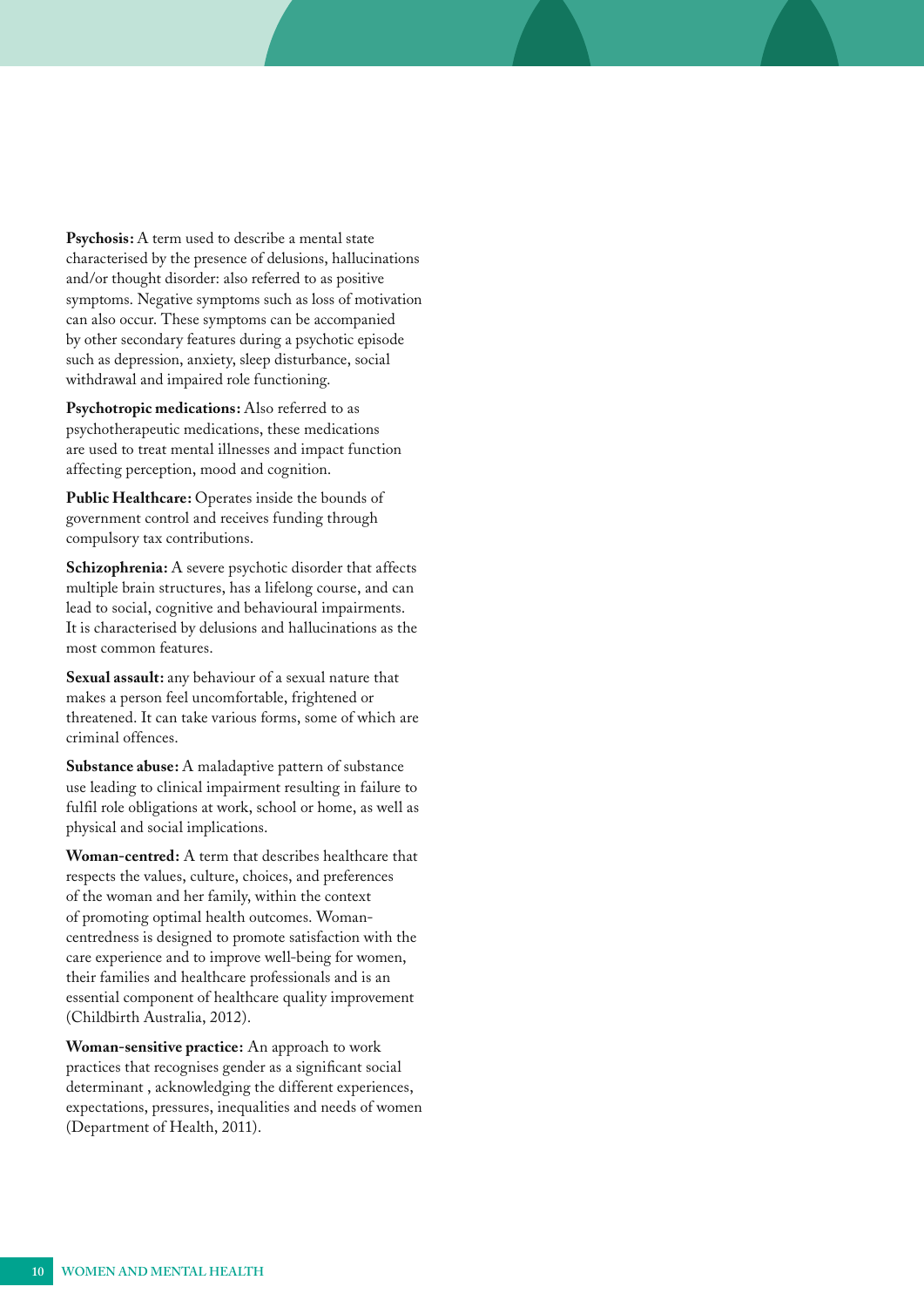**Psychosis:** A term used to describe a mental state characterised by the presence of delusions, hallucinations and/or thought disorder: also referred to as positive symptoms. Negative symptoms such as loss of motivation can also occur. These symptoms can be accompanied by other secondary features during a psychotic episode such as depression, anxiety, sleep disturbance, social withdrawal and impaired role functioning.

**Psychotropic medications:** Also referred to as psychotherapeutic medications, these medications are used to treat mental illnesses and impact function affecting perception, mood and cognition.

**Public Healthcare:** Operates inside the bounds of government control and receives funding through compulsory tax contributions.

**Schizophrenia:** A severe psychotic disorder that affects multiple brain structures, has a lifelong course, and can lead to social, cognitive and behavioural impairments. It is characterised by delusions and hallucinations as the most common features.

**Sexual assault:** any behaviour of a sexual nature that makes a person feel uncomfortable, frightened or threatened. It can take various forms, some of which are criminal offences.

**Substance abuse:** A maladaptive pattern of substance use leading to clinical impairment resulting in failure to fulfil role obligations at work, school or home, as well as physical and social implications.

**Woman-centred:** A term that describes healthcare that respects the values, culture, choices, and preferences of the woman and her family, within the context of promoting optimal health outcomes. Woman-centredness is designed to promote satisfaction with the care experience and to improve well-being for women, their families and healthcare professionals and is an essential component of healthcare quality improvement (Childbirth Australia, 2012).

**Woman-sensitive practice:** An approach to work practices that recognises gender as a significant social determinant , acknowledging the different experiences, expectations, pressures, inequalities and needs of women (Department of Health, 2011).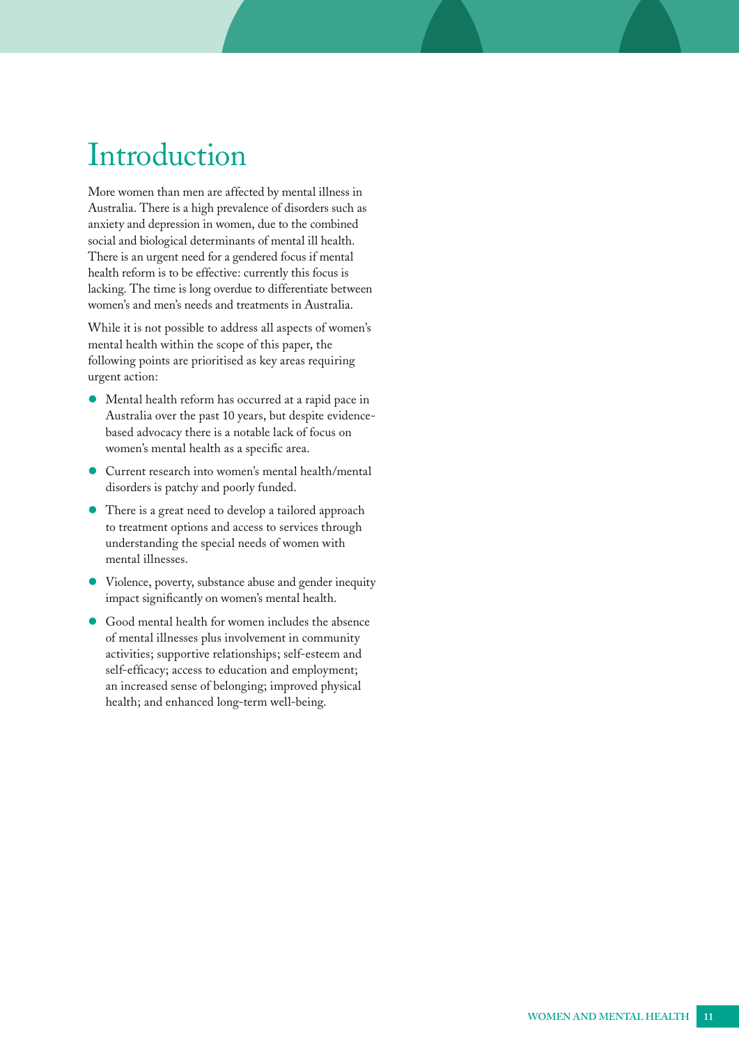# Introduction

More women than men are affected by mental illness in Australia. There is a high prevalence of disorders such as anxiety and depression in women, due to the combined social and biological determinants of mental ill health. There is an urgent need for a gendered focus if mental health reform is to be effective: currently this focus is lacking. The time is long overdue to differentiate between women's and men's needs and treatments in Australia.

While it is not possible to address all aspects of women's mental health within the scope of this paper, the following points are prioritised as key areas requiring urgent action:

- Mental health reform has occurred at a rapid pace in Australia over the past 10 years, but despite evidence-based advocacy there is a notable lack of focus on women's mental health as a specific area.
- Current research into women's mental health/mental disorders is patchy and poorly funded.
- There is a great need to develop a tailored approach to treatment options and access to services through understanding the special needs of women with mental illnesses.
- Violence, poverty, substance abuse and gender inequity impact significantly on women's mental health.
- Good mental health for women includes the absence of mental illnesses plus involvement in community activities; supportive relationships; self-esteem and self-efficacy; access to education and employment; an increased sense of belonging; improved physical health; and enhanced long-term well-being.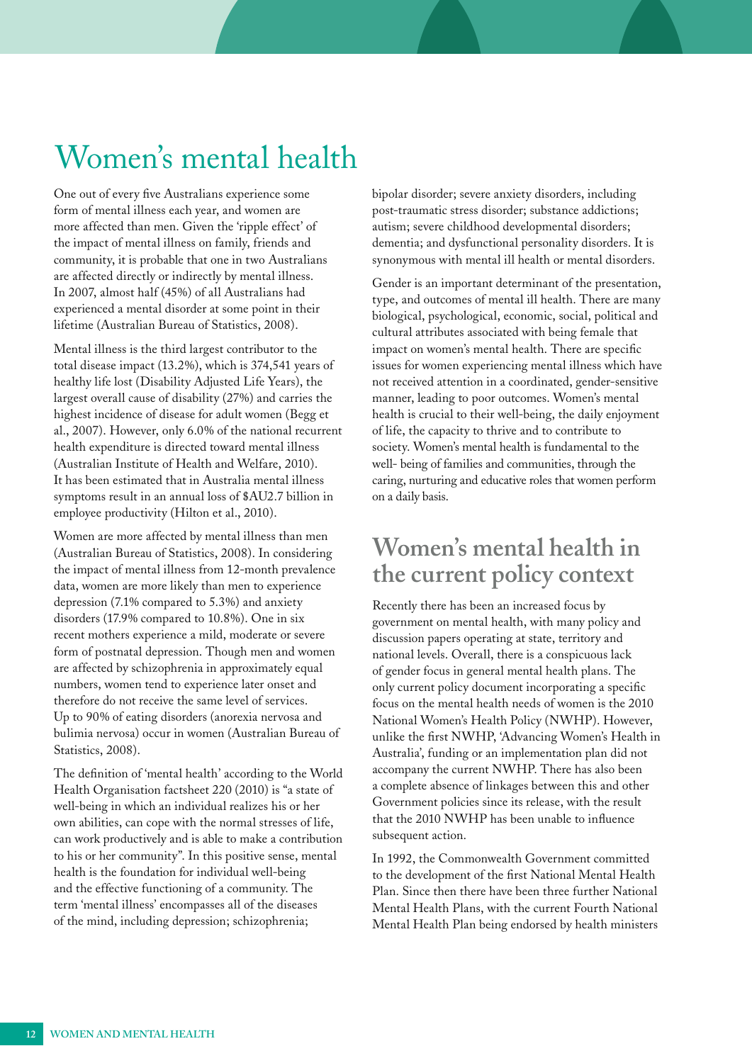# Women's mental health

One out of every five Australians experience some form of mental illness each year, and women are more affected than men. Given the 'ripple effect' of the impact of mental illness on family, friends and community, it is probable that one in two Australians are affected directly or indirectly by mental illness. In 2007, almost half (45%) of all Australians had experienced a mental disorder at some point in their lifetime (Australian Bureau of Statistics, 2008).

Mental illness is the third largest contributor to the total disease impact (13.2%), which is 374,541 years of healthy life lost (Disability Adjusted Life Years), the largest overall cause of disability (27%) and carries the highest incidence of disease for adult women (Begg et al., 2007). However, only 6.0% of the national recurrent health expenditure is directed toward mental illness (Australian Institute of Health and Welfare, 2010). It has been estimated that in Australia mental illness symptoms result in an annual loss of $AU2.7 billion in employee productivity (Hilton et al., 2010).

Women are more affected by mental illness than men (Australian Bureau of Statistics, 2008). In considering the impact of mental illness from 12-month prevalence data, women are more likely than men to experience depression (7.1% compared to 5.3%) and anxiety disorders (17.9% compared to 10.8%). One in six recent mothers experience a mild, moderate or severe form of postnatal depression. Though men and women are affected by schizophrenia in approximately equal numbers, women tend to experience later onset and therefore do not receive the same level of services. Up to 90% of eating disorders (anorexia nervosa and bulimia nervosa) occur in women (Australian Bureau of Statistics, 2008).

The definition of 'mental health' according to the World Health Organisation factsheet 220 (2010) is "a state of well-being in which an individual realizes his or her own abilities, can cope with the normal stresses of life, can work productively and is able to make a contribution to his or her community". In this positive sense, mental health is the foundation for individual well-being and the effective functioning of a community. The term 'mental illness' encompasses all of the diseases of the mind, including depression; schizophrenia; bipolar disorder; severe anxiety disorders, including post-traumatic stress disorder; substance addictions; autism; severe childhood developmental disorders; dementia; and dysfunctional personality disorders. It is synonymous with mental ill health or mental disorders.

Gender is an important determinant of the presentation, type, and outcomes of mental ill health. There are many biological, psychological, economic, social, political and cultural attributes associated with being female that impact on women's mental health. There are specific issues for women experiencing mental illness which have not received attention in a coordinated, gender-sensitive manner, leading to poor outcomes. Women's mental health is crucial to their well-being, the daily enjoyment of life, the capacity to thrive and to contribute to society. Women's mental health is fundamental to the well- being of families and communities, through the caring, nurturing and educative roles that women perform on a daily basis.

## Women's mental health in the current policy context

Recently there has been an increased focus by government on mental health, with many policy and discussion papers operating at state, territory and national levels. Overall, there is a conspicuous lack of gender focus in general mental health plans. The only current policy document incorporating a specific focus on the mental health needs of women is the 2010 National Women's Health Policy (NWHP). However, unlike the first NWHP, 'Advancing Women's Health in Australia', funding or an implementation plan did not accompany the current NWHP. There has also been a complete absence of linkages between this and other Government policies since its release, with the result that the 2010 NWHP has been unable to influence subsequent action.

In 1992, the Commonwealth Government committed to the development of the first National Mental Health Plan. Since then there have been three further National Mental Health Plans, with the current Fourth National Mental Health Plan being endorsed by health ministers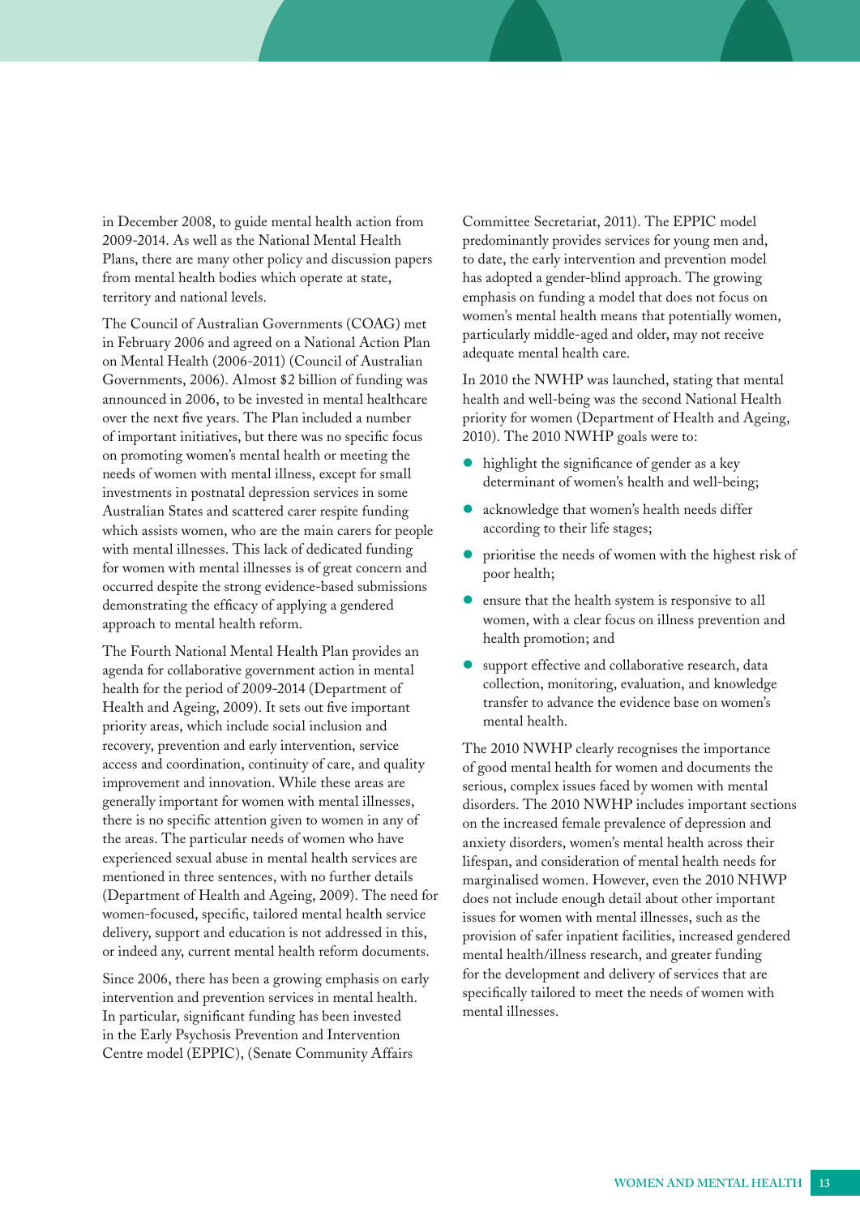in December 2008, to guide mental health action from 2009-2014. As well as the National Mental Health Plans, there are many other policy and discussion papers from mental health bodies which operate at state, territory and national levels.

The Council of Australian Governments (COAG) met in February 2006 and agreed on a National Action Plan on Mental Health (2006-2011) (Council of Australian Governments, 2006). Almost $2 billion of funding was announced in 2006, to be invested in mental healthcare over the next five years. The Plan included a number of important initiatives, but there was no specific focus on promoting women's mental health or meeting the needs of women with mental illness, except for small investments in postnatal depression services in some Australian States and scattered carer respite funding which assists women, who are the main carers for people with mental illnesses. This lack of dedicated funding for women with mental illnesses is of great concern and occurred despite the strong evidence-based submissions demonstrating the efficacy of applying a gendered approach to mental health reform.

The Fourth National Mental Health Plan provides an agenda for collaborative government action in mental health for the period of 2009-2014 (Department of Health and Ageing, 2009). It sets out five important priority areas, which include social inclusion and recovery, prevention and early intervention, service access and coordination, continuity of care, and quality improvement and innovation. While these areas are generally important for women with mental illnesses, there is no specific attention given to women in any of the areas. The particular needs of women who have experienced sexual abuse in mental health services are mentioned in three sentences, with no further details (Department of Health and Ageing, 2009). The need for women-focused, specific, tailored mental health service delivery, support and education is not addressed in this, or indeed any, current mental health reform documents.

Since 2006, there has been a growing emphasis on early intervention and prevention services in mental health. In particular, significant funding has been invested in the Early Psychosis Prevention and Intervention Centre model (EPPIC), (Senate Community Affairs Committee Secretariat, 2011). The EPPIC model predominantly provides services for young men and, to date, the early intervention and prevention model has adopted a gender-blind approach. The growing emphasis on funding a model that does not focus on women's mental health means that potentially women, particularly middle-aged and older, may not receive adequate mental health care.

In 2010 the NWHP was launched, stating that mental health and well-being was the second National Health priority for women (Department of Health and Ageing, 2010). The 2010 NWHP goals were to:

- highlight the significance of gender as a key determinant of women's health and well-being;
- acknowledge that women's health needs differ according to their life stages;
- prioritise the needs of women with the highest risk of poor health;
- ensure that the health system is responsive to all women, with a clear focus on illness prevention and health promotion; and
- support effective and collaborative research, data collection, monitoring, evaluation, and knowledge transfer to advance the evidence base on women's mental health.

The 2010 NWHP clearly recognises the importance of good mental health for women and documents the serious, complex issues faced by women with mental disorders. The 2010 NWHP includes important sections on the increased female prevalence of depression and anxiety disorders, women's mental health across their lifespan, and consideration of mental health needs for marginalised women. However, even the 2010 NHWP does not include enough detail about other important issues for women with mental illnesses, such as the provision of safer inpatient facilities, increased gendered mental health/illness research, and greater funding for the development and delivery of services that are specifically tailored to meet the needs of women with mental illnesses.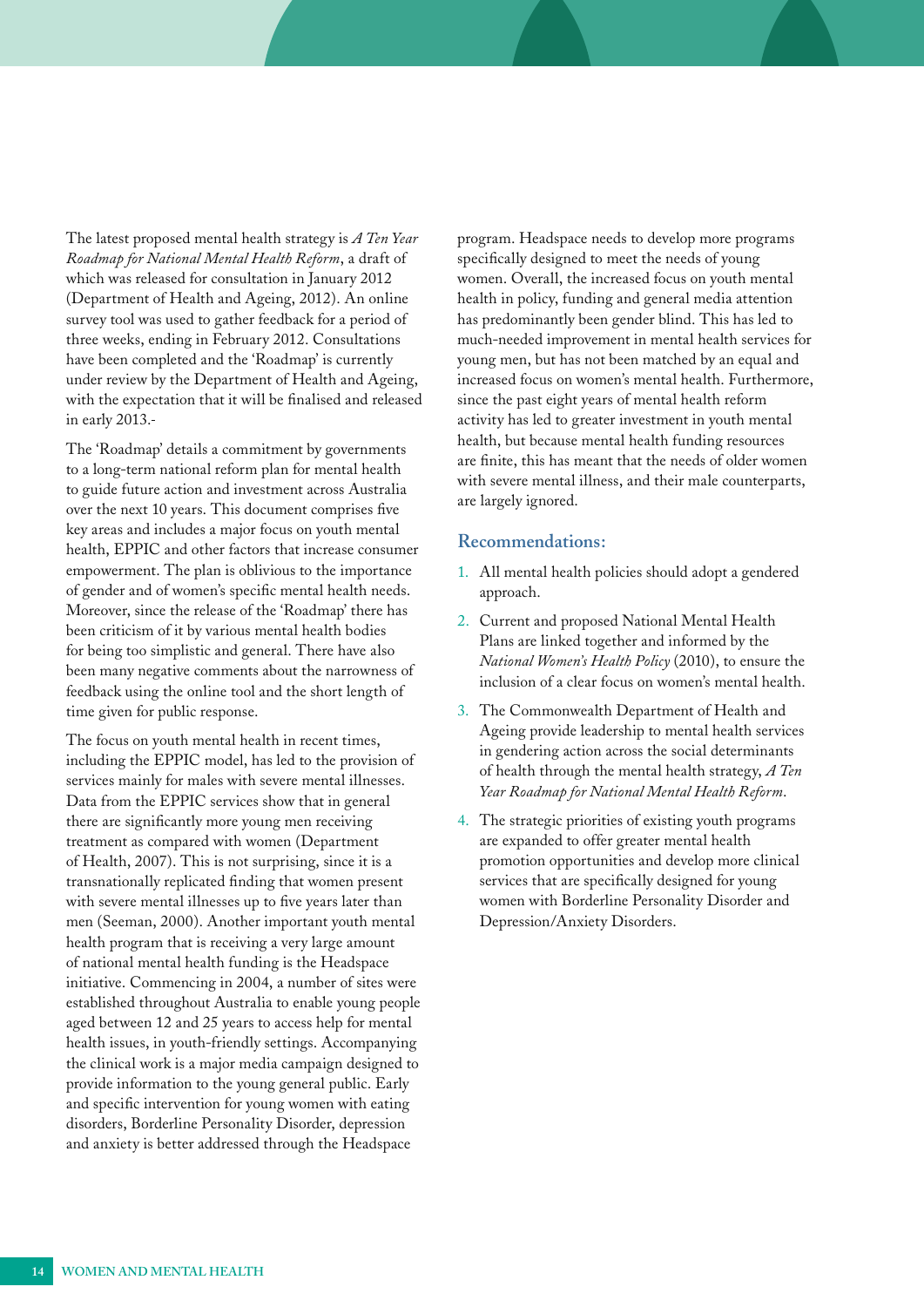The latest proposed mental health strategy is *A Ten Year Roadmap for National Mental Health Reform*, a draft of which was released for consultation in January 2012 (Department of Health and Ageing, 2012). An online survey tool was used to gather feedback for a period of three weeks, ending in February 2012. Consultations have been completed and the 'Roadmap' is currently under review by the Department of Health and Ageing, with the expectation that it will be finalised and released in early 2013.-

The 'Roadmap' details a commitment by governments to a long-term national reform plan for mental health to guide future action and investment across Australia over the next 10 years. This document comprises five key areas and includes a major focus on youth mental health, EPPIC and other factors that increase consumer empowerment. The plan is oblivious to the importance of gender and of women's specific mental health needs. Moreover, since the release of the 'Roadmap' there has been criticism of it by various mental health bodies for being too simplistic and general. There have also been many negative comments about the narrowness of feedback using the online tool and the short length of time given for public response.

The focus on youth mental health in recent times, including the EPPIC model, has led to the provision of services mainly for males with severe mental illnesses. Data from the EPPIC services show that in general there are significantly more young men receiving treatment as compared with women (Department of Health, 2007). This is not surprising, since it is a transnationally replicated finding that women present with severe mental illnesses up to five years later than men (Seeman, 2000). Another important youth mental health program that is receiving a very large amount of national mental health funding is the Headspace initiative. Commencing in 2004, a number of sites were established throughout Australia to enable young people aged between 12 and 25 years to access help for mental health issues, in youth-friendly settings. Accompanying the clinical work is a major media campaign designed to provide information to the young general public. Early and specific intervention for young women with eating disorders, Borderline Personality Disorder, depression and anxiety is better addressed through the Headspace program. Headspace needs to develop more programs specifically designed to meet the needs of young women. Overall, the increased focus on youth mental health in policy, funding and general media attention has predominantly been gender blind. This has led to much-needed improvement in mental health services for young men, but has not been matched by an equal and increased focus on women's mental health. Furthermore, since the past eight years of mental health reform activity has led to greater investment in youth mental health, but because mental health funding resources are finite, this has meant that the needs of older women with severe mental illness, and their male counterparts, are largely ignored.

### Recommendations:

1. All mental health policies should adopt a gendered approach.
2. Current and proposed National Mental Health Plans are linked together and informed by the *National Women's Health Policy* (2010), to ensure the inclusion of a clear focus on women's mental health.
3. The Commonwealth Department of Health and Ageing provide leadership to mental health services in gendering action across the social determinants of health through the mental health strategy, *A Ten Year Roadmap for National Mental Health Reform*.
4. The strategic priorities of existing youth programs are expanded to offer greater mental health promotion opportunities and develop more clinical services that are specifically designed for young women with Borderline Personality Disorder and Depression/Anxiety Disorders.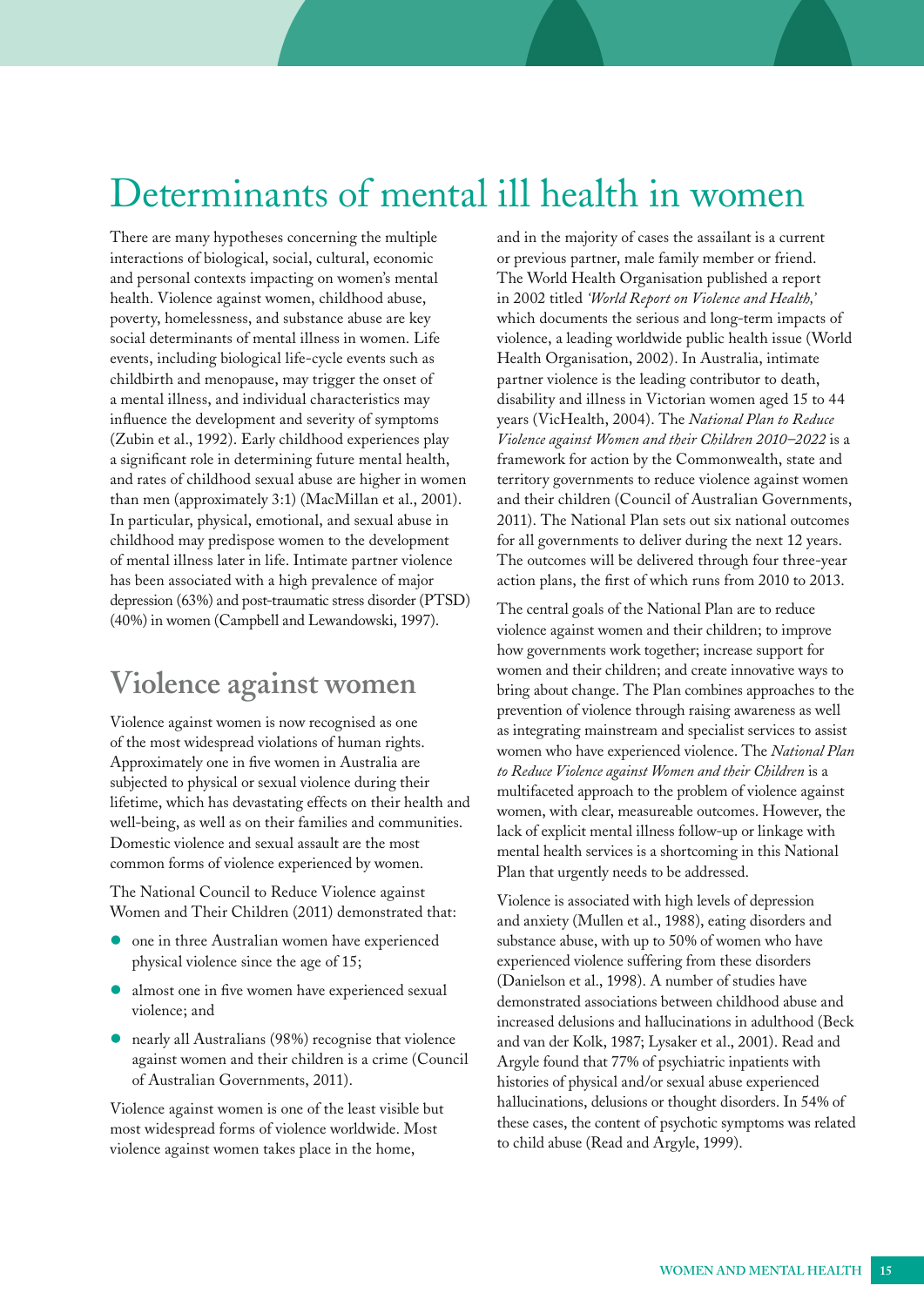# Determinants of mental ill health in women

There are many hypotheses concerning the multiple interactions of biological, social, cultural, economic and personal contexts impacting on women's mental health. Violence against women, childhood abuse, poverty, homelessness, and substance abuse are key social determinants of mental illness in women. Life events, including biological life-cycle events such as childbirth and menopause, may trigger the onset of a mental illness, and individual characteristics may influence the development and severity of symptoms (Zubin et al., 1992). Early childhood experiences play a significant role in determining future mental health, and rates of childhood sexual abuse are higher in women than men (approximately 3:1) (MacMillan et al., 2001). In particular, physical, emotional, and sexual abuse in childhood may predispose women to the development of mental illness later in life. Intimate partner violence has been associated with a high prevalence of major depression (63%) and post-traumatic stress disorder (PTSD) (40%) in women (Campbell and Lewandowski, 1997).

## Violence against women

Violence against women is now recognised as one of the most widespread violations of human rights. Approximately one in five women in Australia are subjected to physical or sexual violence during their lifetime, which has devastating effects on their health and well-being, as well as on their families and communities. Domestic violence and sexual assault are the most common forms of violence experienced by women.

The National Council to Reduce Violence against Women and Their Children (2011) demonstrated that:

- one in three Australian women have experienced physical violence since the age of 15;
- almost one in five women have experienced sexual violence; and
- nearly all Australians (98%) recognise that violence against women and their children is a crime (Council of Australian Governments, 2011).

Violence against women is one of the least visible but most widespread forms of violence worldwide. Most violence against women takes place in the home, and in the majority of cases the assailant is a current or previous partner, male family member or friend. The World Health Organisation published a report in 2002 titled *'World Report on Violence and Health,'* which documents the serious and long-term impacts of violence, a leading worldwide public health issue (World Health Organisation, 2002). In Australia, intimate partner violence is the leading contributor to death, disability and illness in Victorian women aged 15 to 44 years (VicHealth, 2004). The *National Plan to Reduce Violence against Women and their Children 2010–2022* is a framework for action by the Commonwealth, state and territory governments to reduce violence against women and their children (Council of Australian Governments, 2011). The National Plan sets out six national outcomes for all governments to deliver during the next 12 years. The outcomes will be delivered through four three-year action plans, the first of which runs from 2010 to 2013.

The central goals of the National Plan are to reduce violence against women and their children; to improve how governments work together; increase support for women and their children; and create innovative ways to bring about change. The Plan combines approaches to the prevention of violence through raising awareness as well as integrating mainstream and specialist services to assist women who have experienced violence. The *National Plan to Reduce Violence against Women and their Children* is a multifaceted approach to the problem of violence against women, with clear, measureable outcomes. However, the lack of explicit mental illness follow-up or linkage with mental health services is a shortcoming in this National Plan that urgently needs to be addressed.

Violence is associated with high levels of depression and anxiety (Mullen et al., 1988), eating disorders and substance abuse, with up to 50% of women who have experienced violence suffering from these disorders (Danielson et al., 1998). A number of studies have demonstrated associations between childhood abuse and increased delusions and hallucinations in adulthood (Beck and van der Kolk, 1987; Lysaker et al., 2001). Read and Argyle found that 77% of psychiatric inpatients with histories of physical and/or sexual abuse experienced hallucinations, delusions or thought disorders. In 54% of these cases, the content of psychotic symptoms was related to child abuse (Read and Argyle, 1999).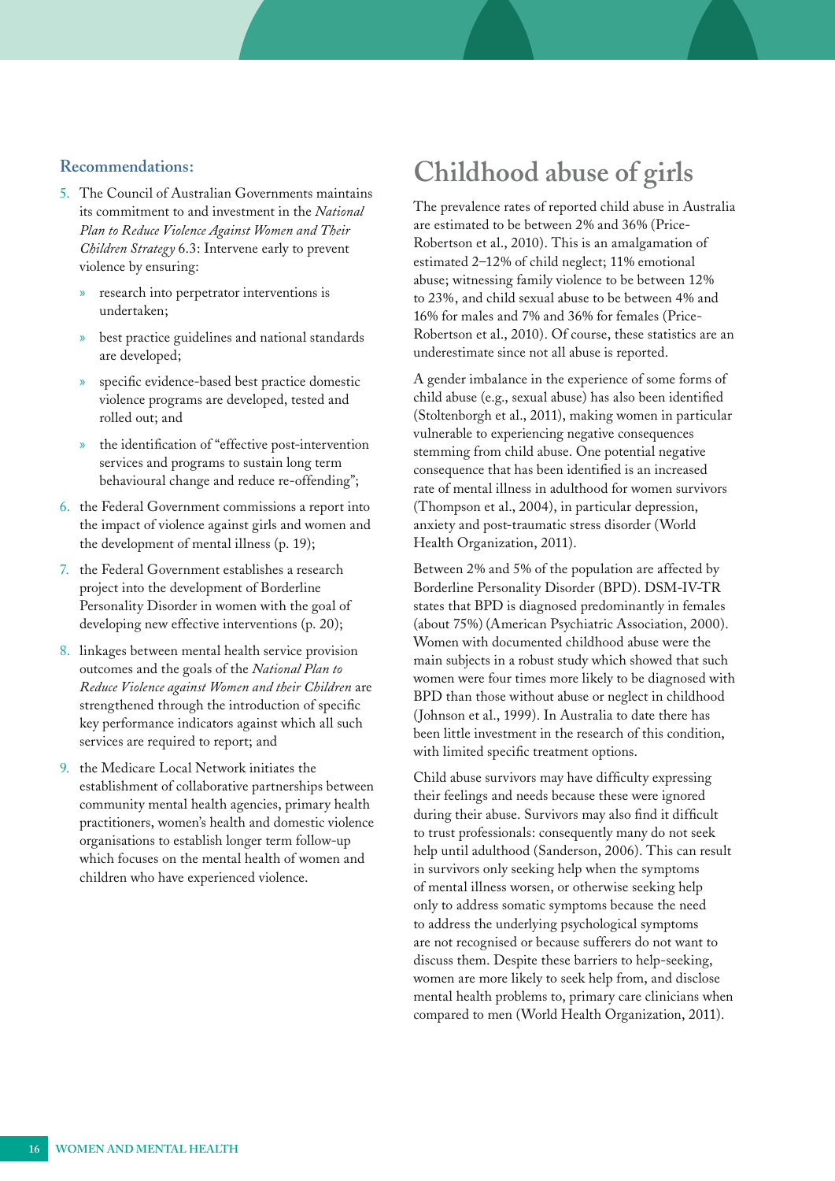**Recommendations:**

5. The Council of Australian Governments maintains its commitment to and investment in the *National Plan to Reduce Violence Against Women and Their Children Strategy* 6.3: Intervene early to prevent violence by ensuring:
   - research into perpetrator interventions is undertaken;
   - best practice guidelines and national standards are developed;
   - specific evidence-based best practice domestic violence programs are developed, tested and rolled out; and
   - the identification of "effective post-intervention services and programs to sustain long term behavioural change and reduce re-offending";
6. the Federal Government commissions a report into the impact of violence against girls and women and the development of mental illness (p. 19);
7. the Federal Government establishes a research project into the development of Borderline Personality Disorder in women with the goal of developing new effective interventions (p. 20);
8. linkages between mental health service provision outcomes and the goals of the *National Plan to Reduce Violence against Women and their Children* are strengthened through the introduction of specific key performance indicators against which all such services are required to report; and
9. the Medicare Local Network initiates the establishment of collaborative partnerships between community mental health agencies, primary health practitioners, women's health and domestic violence organisations to establish longer term follow-up which focuses on the mental health of women and children who have experienced violence.

# Childhood abuse of girls

The prevalence rates of reported child abuse in Australia are estimated to be between 2% and 36% (Price-Robertson et al., 2010). This is an amalgamation of estimated 2–12% of child neglect; 11% emotional abuse; witnessing family violence to be between 12% to 23%, and child sexual abuse to be between 4% and 16% for males and 7% and 36% for females (Price-Robertson et al., 2010). Of course, these statistics are an underestimate since not all abuse is reported.

A gender imbalance in the experience of some forms of child abuse (e.g., sexual abuse) has also been identified (Stoltenborgh et al., 2011), making women in particular vulnerable to experiencing negative consequences stemming from child abuse. One potential negative consequence that has been identified is an increased rate of mental illness in adulthood for women survivors (Thompson et al., 2004), in particular depression, anxiety and post-traumatic stress disorder (World Health Organization, 2011).

Between 2% and 5% of the population are affected by Borderline Personality Disorder (BPD). DSM-IV-TR states that BPD is diagnosed predominantly in females (about 75%) (American Psychiatric Association, 2000). Women with documented childhood abuse were the main subjects in a robust study which showed that such women were four times more likely to be diagnosed with BPD than those without abuse or neglect in childhood (Johnson et al., 1999). In Australia to date there has been little investment in the research of this condition, with limited specific treatment options.

Child abuse survivors may have difficulty expressing their feelings and needs because these were ignored during their abuse. Survivors may also find it difficult to trust professionals: consequently many do not seek help until adulthood (Sanderson, 2006). This can result in survivors only seeking help when the symptoms of mental illness worsen, or otherwise seeking help only to address somatic symptoms because the need to address the underlying psychological symptoms are not recognised or because sufferers do not want to discuss them. Despite these barriers to help-seeking, women are more likely to seek help from, and disclose mental health problems to, primary care clinicians when compared to men (World Health Organization, 2011).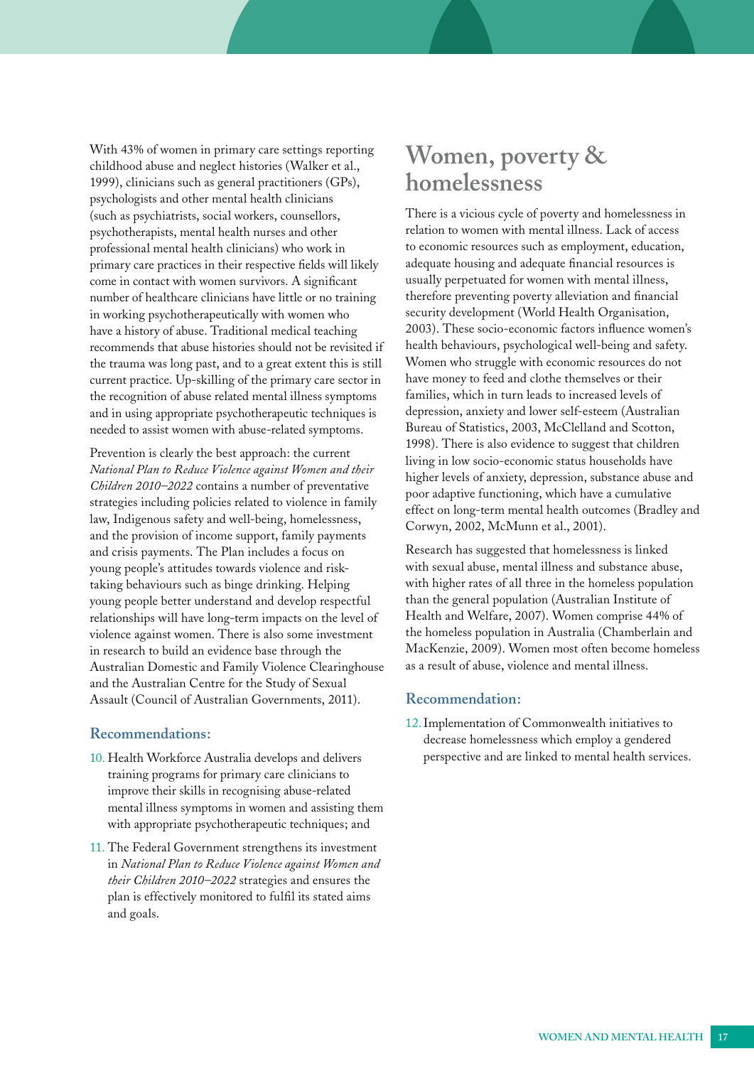With 43% of women in primary care settings reporting childhood abuse and neglect histories (Walker et al., 1999), clinicians such as general practitioners (GPs), psychologists and other mental health clinicians (such as psychiatrists, social workers, counsellors, psychotherapists, mental health nurses and other professional mental health clinicians) who work in primary care practices in their respective fields will likely come in contact with women survivors. A significant number of healthcare clinicians have little or no training in working psychotherapeutically with women who have a history of abuse. Traditional medical teaching recommends that abuse histories should not be revisited if the trauma was long past, and to a great extent this is still current practice. Up-skilling of the primary care sector in the recognition of abuse related mental illness symptoms and in using appropriate psychotherapeutic techniques is needed to assist women with abuse-related symptoms.

Prevention is clearly the best approach: the current *National Plan to Reduce Violence against Women and their Children 2010–2022* contains a number of preventative strategies including policies related to violence in family law, Indigenous safety and well-being, homelessness, and the provision of income support, family payments and crisis payments. The Plan includes a focus on young people's attitudes towards violence and risk-taking behaviours such as binge drinking. Helping young people better understand and develop respectful relationships will have long-term impacts on the level of violence against women. There is also some investment in research to build an evidence base through the Australian Domestic and Family Violence Clearinghouse and the Australian Centre for the Study of Sexual Assault (Council of Australian Governments, 2011).

### Recommendations:

10. Health Workforce Australia develops and delivers training programs for primary care clinicians to improve their skills in recognising abuse-related mental illness symptoms in women and assisting them with appropriate psychotherapeutic techniques; and
11. The Federal Government strengthens its investment in *National Plan to Reduce Violence against Women and their Children 2010–2022* strategies and ensures the plan is effectively monitored to fulfil its stated aims and goals.

## Women, poverty & homelessness

There is a vicious cycle of poverty and homelessness in relation to women with mental illness. Lack of access to economic resources such as employment, education, adequate housing and adequate financial resources is usually perpetuated for women with mental illness, therefore preventing poverty alleviation and financial security development (World Health Organisation, 2003). These socio-economic factors influence women's health behaviours, psychological well-being and safety. Women who struggle with economic resources do not have money to feed and clothe themselves or their families, which in turn leads to increased levels of depression, anxiety and lower self-esteem (Australian Bureau of Statistics, 2003, McClelland and Scotton, 1998). There is also evidence to suggest that children living in low socio-economic status households have higher levels of anxiety, depression, substance abuse and poor adaptive functioning, which have a cumulative effect on long-term mental health outcomes (Bradley and Corwyn, 2002, McMunn et al., 2001).

Research has suggested that homelessness is linked with sexual abuse, mental illness and substance abuse, with higher rates of all three in the homeless population than the general population (Australian Institute of Health and Welfare, 2007). Women comprise 44% of the homeless population in Australia (Chamberlain and MacKenzie, 2009). Women most often become homeless as a result of abuse, violence and mental illness.

### Recommendation:

12. Implementation of Commonwealth initiatives to decrease homelessness which employ a gendered perspective and are linked to mental health services.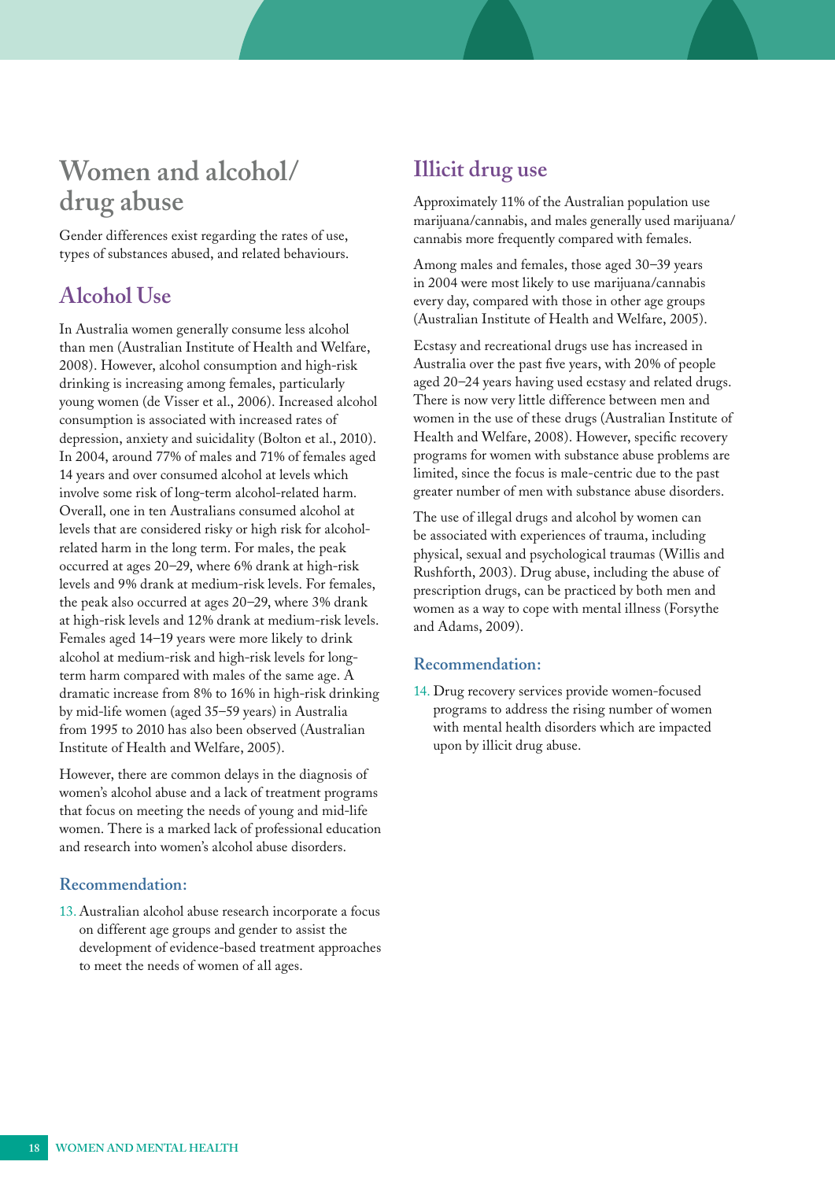# Women and alcohol/ drug abuse

Gender differences exist regarding the rates of use, types of substances abused, and related behaviours.

## Alcohol Use

In Australia women generally consume less alcohol than men (Australian Institute of Health and Welfare, 2008). However, alcohol consumption and high-risk drinking is increasing among females, particularly young women (de Visser et al., 2006). Increased alcohol consumption is associated with increased rates of depression, anxiety and suicidality (Bolton et al., 2010). In 2004, around 77% of males and 71% of females aged 14 years and over consumed alcohol at levels which involve some risk of long-term alcohol-related harm. Overall, one in ten Australians consumed alcohol at levels that are considered risky or high risk for alcohol-related harm in the long term. For males, the peak occurred at ages 20–29, where 6% drank at high-risk levels and 9% drank at medium-risk levels. For females, the peak also occurred at ages 20–29, where 3% drank at high-risk levels and 12% drank at medium-risk levels. Females aged 14–19 years were more likely to drink alcohol at medium-risk and high-risk levels for long-term harm compared with males of the same age. A dramatic increase from 8% to 16% in high-risk drinking by mid-life women (aged 35–59 years) in Australia from 1995 to 2010 has also been observed (Australian Institute of Health and Welfare, 2005).

However, there are common delays in the diagnosis of women's alcohol abuse and a lack of treatment programs that focus on meeting the needs of young and mid-life women. There is a marked lack of professional education and research into women's alcohol abuse disorders.

### Recommendation:

13. Australian alcohol abuse research incorporate a focus on different age groups and gender to assist the development of evidence-based treatment approaches to meet the needs of women of all ages.

## Illicit drug use

Approximately 11% of the Australian population use marijuana/cannabis, and males generally used marijuana/cannabis more frequently compared with females.

Among males and females, those aged 30–39 years in 2004 were most likely to use marijuana/cannabis every day, compared with those in other age groups (Australian Institute of Health and Welfare, 2005).

Ecstasy and recreational drugs use has increased in Australia over the past five years, with 20% of people aged 20–24 years having used ecstasy and related drugs. There is now very little difference between men and women in the use of these drugs (Australian Institute of Health and Welfare, 2008). However, specific recovery programs for women with substance abuse problems are limited, since the focus is male-centric due to the past greater number of men with substance abuse disorders.

The use of illegal drugs and alcohol by women can be associated with experiences of trauma, including physical, sexual and psychological traumas (Willis and Rushforth, 2003). Drug abuse, including the abuse of prescription drugs, can be practiced by both men and women as a way to cope with mental illness (Forsythe and Adams, 2009).

### Recommendation:

14. Drug recovery services provide women-focused programs to address the rising number of women with mental health disorders which are impacted upon by illicit drug abuse.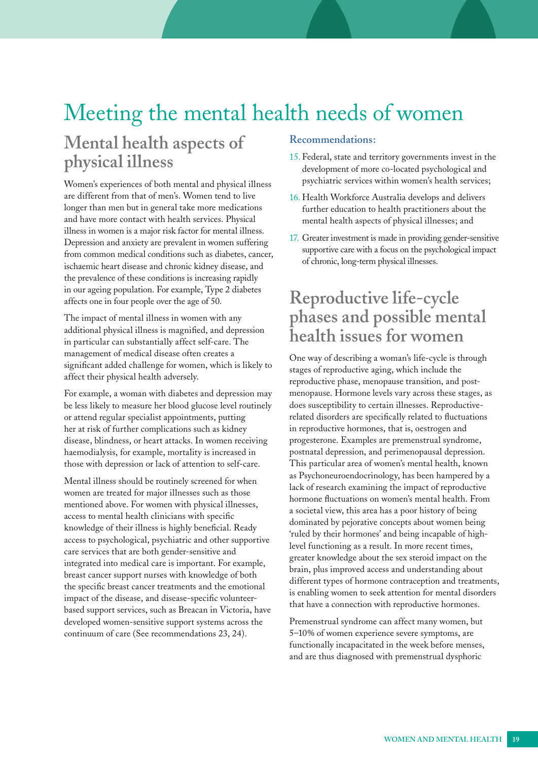# Meeting the mental health needs of women

## Mental health aspects of physical illness

Women's experiences of both mental and physical illness are different from that of men's. Women tend to live longer than men but in general take more medications and have more contact with health services. Physical illness in women is a major risk factor for mental illness. Depression and anxiety are prevalent in women suffering from common medical conditions such as diabetes, cancer, ischaemic heart disease and chronic kidney disease, and the prevalence of these conditions is increasing rapidly in our ageing population. For example, Type 2 diabetes affects one in four people over the age of 50.

The impact of mental illness in women with any additional physical illness is magnified, and depression in particular can substantially affect self-care. The management of medical disease often creates a significant added challenge for women, which is likely to affect their physical health adversely.

For example, a woman with diabetes and depression may be less likely to measure her blood glucose level routinely or attend regular specialist appointments, putting her at risk of further complications such as kidney disease, blindness, or heart attacks. In women receiving haemodialysis, for example, mortality is increased in those with depression or lack of attention to self-care.

Mental illness should be routinely screened for when women are treated for major illnesses such as those mentioned above. For women with physical illnesses, access to mental health clinicians with specific knowledge of their illness is highly beneficial. Ready access to psychological, psychiatric and other supportive care services that are both gender-sensitive and integrated into medical care is important. For example, breast cancer support nurses with knowledge of both the specific breast cancer treatments and the emotional impact of the disease, and disease-specific volunteer-based support services, such as Breacan in Victoria, have developed women-sensitive support systems across the continuum of care (See recommendations 23, 24).

### Recommendations:

15. Federal, state and territory governments invest in the development of more co-located psychological and psychiatric services within women's health services;
16. Health Workforce Australia develops and delivers further education to health practitioners about the mental health aspects of physical illnesses; and
17. Greater investment is made in providing gender-sensitive supportive care with a focus on the psychological impact of chronic, long-term physical illnesses.

## Reproductive life-cycle phases and possible mental health issues for women

One way of describing a woman's life-cycle is through stages of reproductive aging, which include the reproductive phase, menopause transition, and post-menopause. Hormone levels vary across these stages, as does susceptibility to certain illnesses. Reproductive-related disorders are specifically related to fluctuations in reproductive hormones, that is, oestrogen and progesterone. Examples are premenstrual syndrome, postnatal depression, and perimenopausal depression. This particular area of women's mental health, known as Psychoneuroendocrinology, has been hampered by a lack of research examining the impact of reproductive hormone fluctuations on women's mental health. From a societal view, this area has a poor history of being dominated by pejorative concepts about women being 'ruled by their hormones' and being incapable of high-level functioning as a result. In more recent times, greater knowledge about the sex steroid impact on the brain, plus improved access and understanding about different types of hormone contraception and treatments, is enabling women to seek attention for mental disorders that have a connection with reproductive hormones.

Premenstrual syndrome can affect many women, but 5–10% of women experience severe symptoms, are functionally incapacitated in the week before menses, and are thus diagnosed with premenstrual dysphoric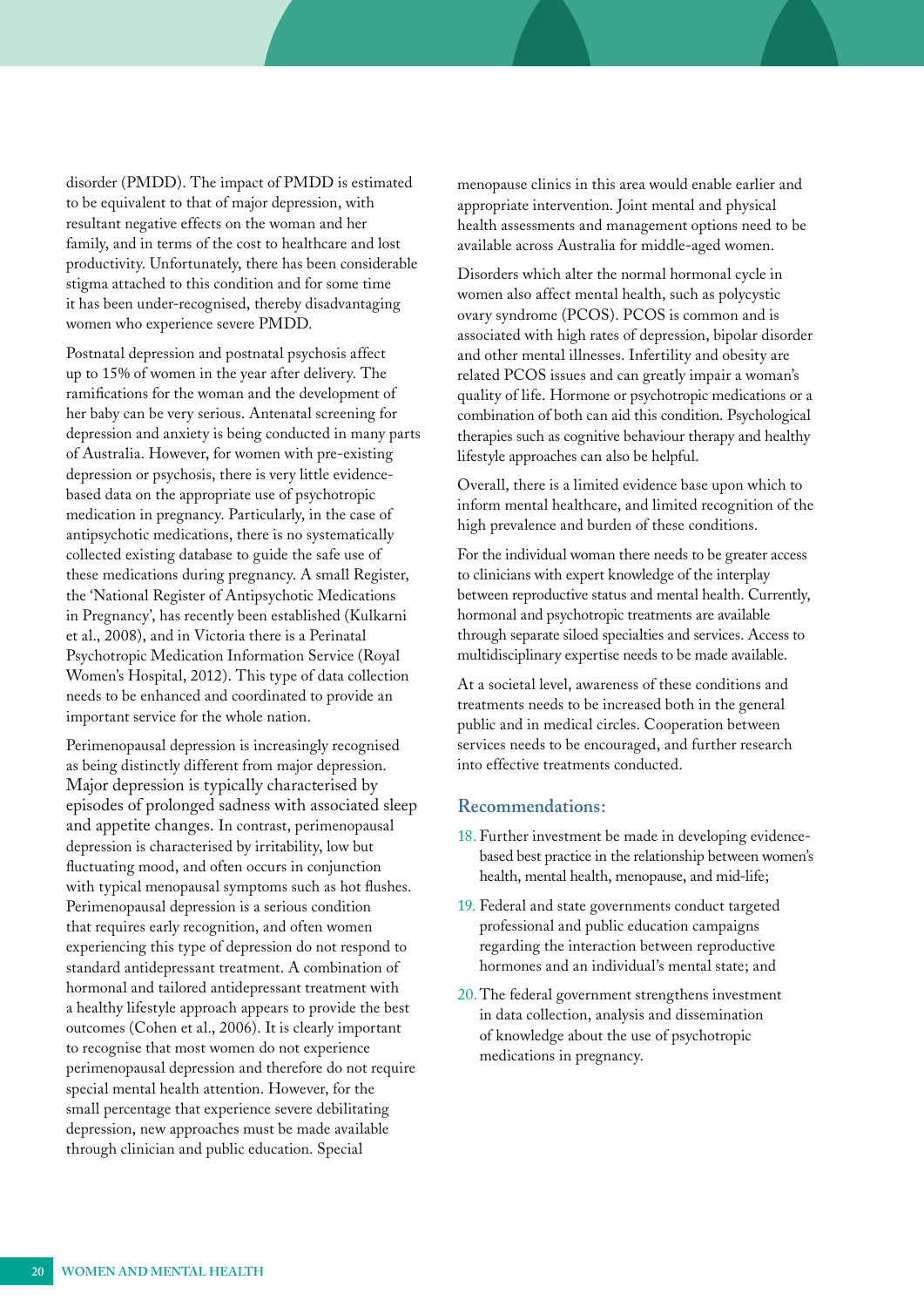disorder (PMDD). The impact of PMDD is estimated to be equivalent to that of major depression, with resultant negative effects on the woman and her family, and in terms of the cost to healthcare and lost productivity. Unfortunately, there has been considerable stigma attached to this condition and for some time it has been under-recognised, thereby disadvantaging women who experience severe PMDD.

Postnatal depression and postnatal psychosis affect up to 15% of women in the year after delivery. The ramifications for the woman and the development of her baby can be very serious. Antenatal screening for depression and anxiety is being conducted in many parts of Australia. However, for women with pre-existing depression or psychosis, there is very little evidence-based data on the appropriate use of psychotropic medication in pregnancy. Particularly, in the case of antipsychotic medications, there is no systematically collected existing database to guide the safe use of these medications during pregnancy. A small Register, the 'National Register of Antipsychotic Medications in Pregnancy', has recently been established (Kulkarni et al., 2008), and in Victoria there is a Perinatal Psychotropic Medication Information Service (Royal Women's Hospital, 2012). This type of data collection needs to be enhanced and coordinated to provide an important service for the whole nation.

Perimenopausal depression is increasingly recognised as being distinctly different from major depression. Major depression is typically characterised by episodes of prolonged sadness with associated sleep and appetite changes. In contrast, perimenopausal depression is characterised by irritability, low but fluctuating mood, and often occurs in conjunction with typical menopausal symptoms such as hot flushes. Perimenopausal depression is a serious condition that requires early recognition, and often women experiencing this type of depression do not respond to standard antidepressant treatment. A combination of hormonal and tailored antidepressant treatment with a healthy lifestyle approach appears to provide the best outcomes (Cohen et al., 2006). It is clearly important to recognise that most women do not experience perimenopausal depression and therefore do not require special mental health attention. However, for the small percentage that experience severe debilitating depression, new approaches must be made available through clinician and public education. Special menopause clinics in this area would enable earlier and appropriate intervention. Joint mental and physical health assessments and management options need to be available across Australia for middle-aged women.

Disorders which alter the normal hormonal cycle in women also affect mental health, such as polycystic ovary syndrome (PCOS). PCOS is common and is associated with high rates of depression, bipolar disorder and other mental illnesses. Infertility and obesity are related PCOS issues and can greatly impair a woman's quality of life. Hormone or psychotropic medications or a combination of both can aid this condition. Psychological therapies such as cognitive behaviour therapy and healthy lifestyle approaches can also be helpful.

Overall, there is a limited evidence base upon which to inform mental healthcare, and limited recognition of the high prevalence and burden of these conditions.

For the individual woman there needs to be greater access to clinicians with expert knowledge of the interplay between reproductive status and mental health. Currently, hormonal and psychotropic treatments are available through separate siloed specialties and services. Access to multidisciplinary expertise needs to be made available.

At a societal level, awareness of these conditions and treatments needs to be increased both in the general public and in medical circles. Cooperation between services needs to be encouraged, and further research into effective treatments conducted.

### Recommendations:

18. Further investment be made in developing evidence-based best practice in the relationship between women's health, mental health, menopause, and mid-life;
19. Federal and state governments conduct targeted professional and public education campaigns regarding the interaction between reproductive hormones and an individual's mental state; and
20. The federal government strengthens investment in data collection, analysis and dissemination of knowledge about the use of psychotropic medications in pregnancy.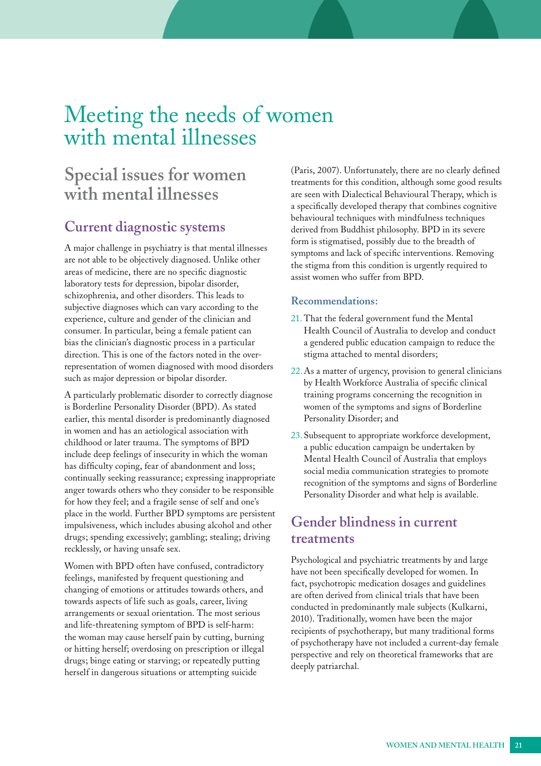# Meeting the needs of women with mental illnesses

## Special issues for women with mental illnesses

### Current diagnostic systems

A major challenge in psychiatry is that mental illnesses are not able to be objectively diagnosed. Unlike other areas of medicine, there are no specific diagnostic laboratory tests for depression, bipolar disorder, schizophrenia, and other disorders. This leads to subjective diagnoses which can vary according to the experience, culture and gender of the clinician and consumer. In particular, being a female patient can bias the clinician's diagnostic process in a particular direction. This is one of the factors noted in the over-representation of women diagnosed with mood disorders such as major depression or bipolar disorder.

A particularly problematic disorder to correctly diagnose is Borderline Personality Disorder (BPD). As stated earlier, this mental disorder is predominantly diagnosed in women and has an aetiological association with childhood or later trauma. The symptoms of BPD include deep feelings of insecurity in which the woman has difficulty coping, fear of abandonment and loss; continually seeking reassurance; expressing inappropriate anger towards others who they consider to be responsible for how they feel; and a fragile sense of self and one's place in the world. Further BPD symptoms are persistent impulsiveness, which includes abusing alcohol and other drugs; spending excessively; gambling; stealing; driving recklessly, or having unsafe sex.

Women with BPD often have confused, contradictory feelings, manifested by frequent questioning and changing of emotions or attitudes towards others, and towards aspects of life such as goals, career, living arrangements or sexual orientation. The most serious and life-threatening symptom of BPD is self-harm: the woman may cause herself pain by cutting, burning or hitting herself; overdosing on prescription or illegal drugs; binge eating or starving; or repeatedly putting herself in dangerous situations or attempting suicide (Paris, 2007). Unfortunately, there are no clearly defined treatments for this condition, although some good results are seen with Dialectical Behavioural Therapy, which is a specifically developed therapy that combines cognitive behavioural techniques with mindfulness techniques derived from Buddhist philosophy. BPD in its severe form is stigmatised, possibly due to the breadth of symptoms and lack of specific interventions. Removing the stigma from this condition is urgently required to assist women who suffer from BPD.

#### Recommendations:

21. That the federal government fund the Mental Health Council of Australia to develop and conduct a gendered public education campaign to reduce the stigma attached to mental disorders;
22. As a matter of urgency, provision to general clinicians by Health Workforce Australia of specific clinical training programs concerning the recognition in women of the symptoms and signs of Borderline Personality Disorder; and
23. Subsequent to appropriate workforce development, a public education campaign be undertaken by Mental Health Council of Australia that employs social media communication strategies to promote recognition of the symptoms and signs of Borderline Personality Disorder and what help is available.

### Gender blindness in current treatments

Psychological and psychiatric treatments by and large have not been specifically developed for women. In fact, psychotropic medication dosages and guidelines are often derived from clinical trials that have been conducted in predominantly male subjects (Kulkarni, 2010). Traditionally, women have been the major recipients of psychotherapy, but many traditional forms of psychotherapy have not included a current-day female perspective and rely on theoretical frameworks that are deeply patriarchal.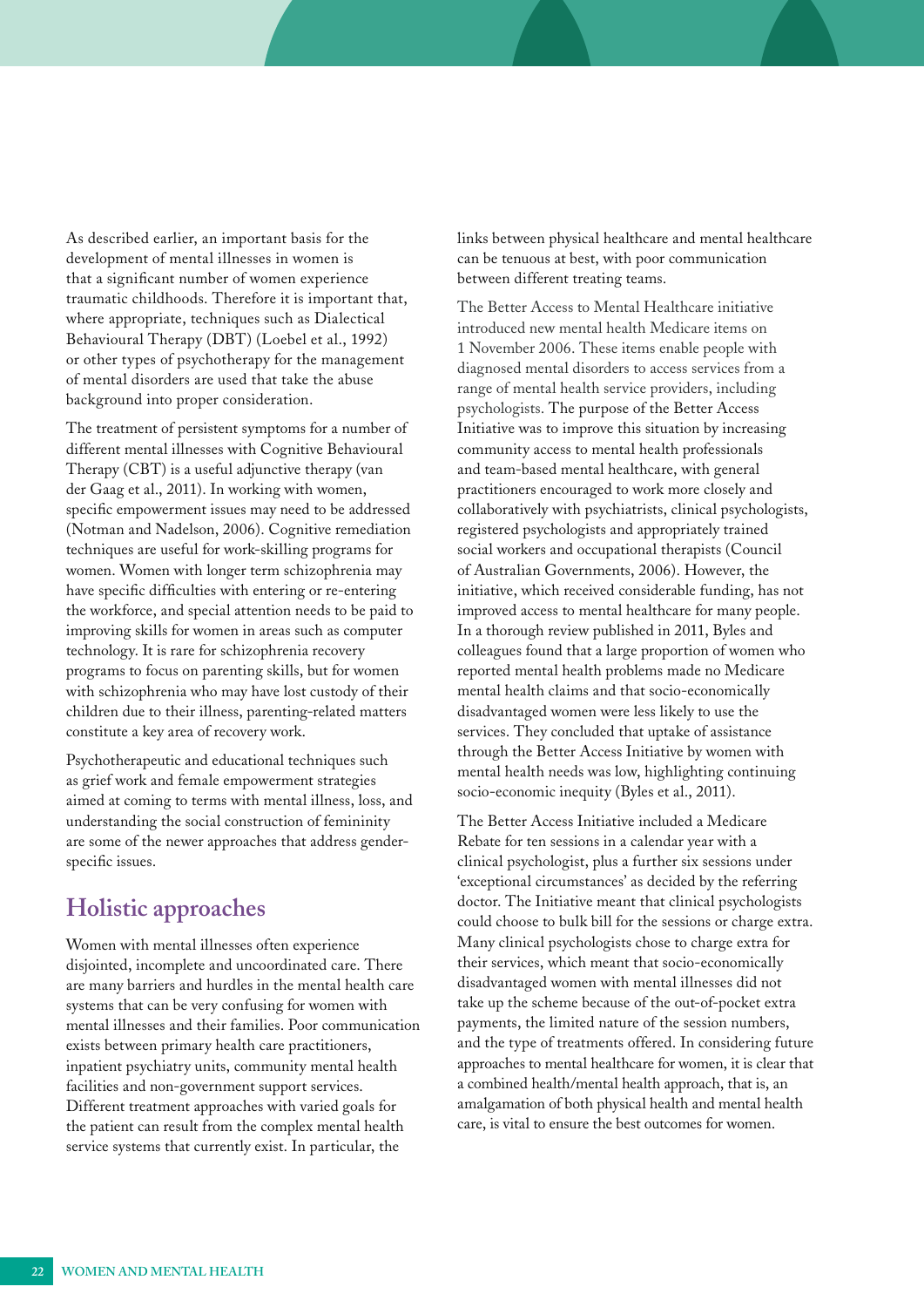As described earlier, an important basis for the development of mental illnesses in women is that a significant number of women experience traumatic childhoods. Therefore it is important that, where appropriate, techniques such as Dialectical Behavioural Therapy (DBT) (Loebel et al., 1992) or other types of psychotherapy for the management of mental disorders are used that take the abuse background into proper consideration.

The treatment of persistent symptoms for a number of different mental illnesses with Cognitive Behavioural Therapy (CBT) is a useful adjunctive therapy (van der Gaag et al., 2011). In working with women, specific empowerment issues may need to be addressed (Notman and Nadelson, 2006). Cognitive remediation techniques are useful for work-skilling programs for women. Women with longer term schizophrenia may have specific difficulties with entering or re-entering the workforce, and special attention needs to be paid to improving skills for women in areas such as computer technology. It is rare for schizophrenia recovery programs to focus on parenting skills, but for women with schizophrenia who may have lost custody of their children due to their illness, parenting-related matters constitute a key area of recovery work.

Psychotherapeutic and educational techniques such as grief work and female empowerment strategies aimed at coming to terms with mental illness, loss, and understanding the social construction of femininity are some of the newer approaches that address gender-specific issues.

## Holistic approaches

Women with mental illnesses often experience disjointed, incomplete and uncoordinated care. There are many barriers and hurdles in the mental health care systems that can be very confusing for women with mental illnesses and their families. Poor communication exists between primary health care practitioners, inpatient psychiatry units, community mental health facilities and non-government support services. Different treatment approaches with varied goals for the patient can result from the complex mental health service systems that currently exist. In particular, the links between physical healthcare and mental healthcare can be tenuous at best, with poor communication between different treating teams.

The Better Access to Mental Healthcare initiative introduced new mental health Medicare items on 1 November 2006. These items enable people with diagnosed mental disorders to access services from a range of mental health service providers, including psychologists. The purpose of the Better Access Initiative was to improve this situation by increasing community access to mental health professionals and team-based mental healthcare, with general practitioners encouraged to work more closely and collaboratively with psychiatrists, clinical psychologists, registered psychologists and appropriately trained social workers and occupational therapists (Council of Australian Governments, 2006). However, the initiative, which received considerable funding, has not improved access to mental healthcare for many people. In a thorough review published in 2011, Byles and colleagues found that a large proportion of women who reported mental health problems made no Medicare mental health claims and that socio-economically disadvantaged women were less likely to use the services. They concluded that uptake of assistance through the Better Access Initiative by women with mental health needs was low, highlighting continuing socio-economic inequity (Byles et al., 2011).

The Better Access Initiative included a Medicare Rebate for ten sessions in a calendar year with a clinical psychologist, plus a further six sessions under 'exceptional circumstances' as decided by the referring doctor. The Initiative meant that clinical psychologists could choose to bulk bill for the sessions or charge extra. Many clinical psychologists chose to charge extra for their services, which meant that socio-economically disadvantaged women with mental illnesses did not take up the scheme because of the out-of-pocket extra payments, the limited nature of the session numbers, and the type of treatments offered. In considering future approaches to mental healthcare for women, it is clear that a combined health/mental health approach, that is, an amalgamation of both physical health and mental health care, is vital to ensure the best outcomes for women.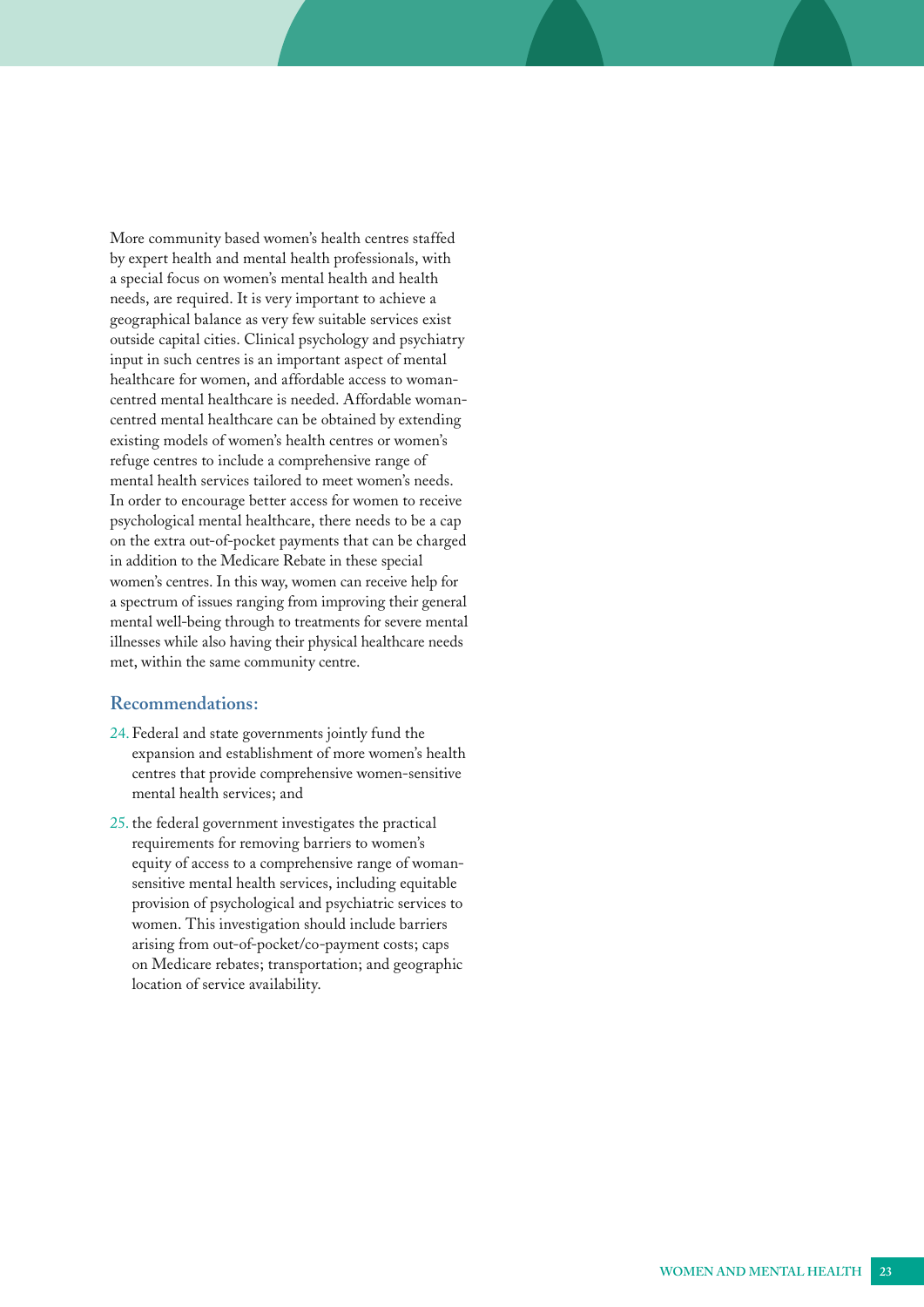More community based women's health centres staffed by expert health and mental health professionals, with a special focus on women's mental health and health needs, are required. It is very important to achieve a geographical balance as very few suitable services exist outside capital cities. Clinical psychology and psychiatry input in such centres is an important aspect of mental healthcare for women, and affordable access to woman-centred mental healthcare is needed. Affordable woman-centred mental healthcare can be obtained by extending existing models of women's health centres or women's refuge centres to include a comprehensive range of mental health services tailored to meet women's needs. In order to encourage better access for women to receive psychological mental healthcare, there needs to be a cap on the extra out-of-pocket payments that can be charged in addition to the Medicare Rebate in these special women's centres. In this way, women can receive help for a spectrum of issues ranging from improving their general mental well-being through to treatments for severe mental illnesses while also having their physical healthcare needs met, within the same community centre.

### Recommendations:

24. Federal and state governments jointly fund the expansion and establishment of more women's health centres that provide comprehensive women-sensitive mental health services; and
25. the federal government investigates the practical requirements for removing barriers to women's equity of access to a comprehensive range of woman-sensitive mental health services, including equitable provision of psychological and psychiatric services to women. This investigation should include barriers arising from out-of-pocket/co-payment costs; caps on Medicare rebates; transportation; and geographic location of service availability.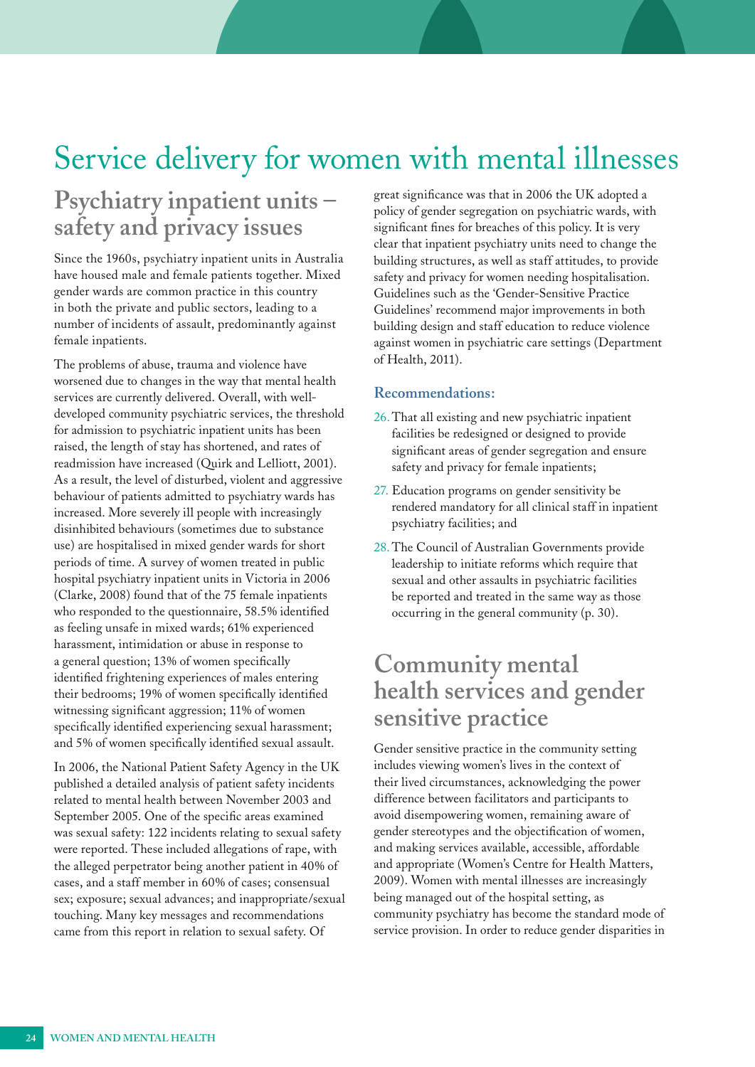# Service delivery for women with mental illnesses

## Psychiatry inpatient units – safety and privacy issues

Since the 1960s, psychiatry inpatient units in Australia have housed male and female patients together. Mixed gender wards are common practice in this country in both the private and public sectors, leading to a number of incidents of assault, predominantly against female inpatients.

The problems of abuse, trauma and violence have worsened due to changes in the way that mental health services are currently delivered. Overall, with well-developed community psychiatric services, the threshold for admission to psychiatric inpatient units has been raised, the length of stay has shortened, and rates of readmission have increased (Quirk and Lelliott, 2001). As a result, the level of disturbed, violent and aggressive behaviour of patients admitted to psychiatry wards has increased. More severely ill people with increasingly disinhibited behaviours (sometimes due to substance use) are hospitalised in mixed gender wards for short periods of time. A survey of women treated in public hospital psychiatry inpatient units in Victoria in 2006 (Clarke, 2008) found that of the 75 female inpatients who responded to the questionnaire, 58.5% identified as feeling unsafe in mixed wards; 61% experienced harassment, intimidation or abuse in response to a general question; 13% of women specifically identified frightening experiences of males entering their bedrooms; 19% of women specifically identified witnessing significant aggression; 11% of women specifically identified experiencing sexual harassment; and 5% of women specifically identified sexual assault.

In 2006, the National Patient Safety Agency in the UK published a detailed analysis of patient safety incidents related to mental health between November 2003 and September 2005. One of the specific areas examined was sexual safety: 122 incidents relating to sexual safety were reported. These included allegations of rape, with the alleged perpetrator being another patient in 40% of cases, and a staff member in 60% of cases; consensual sex; exposure; sexual advances; and inappropriate/sexual touching. Many key messages and recommendations came from this report in relation to sexual safety. Of great significance was that in 2006 the UK adopted a policy of gender segregation on psychiatric wards, with significant fines for breaches of this policy. It is very clear that inpatient psychiatry units need to change the building structures, as well as staff attitudes, to provide safety and privacy for women needing hospitalisation. Guidelines such as the 'Gender-Sensitive Practice Guidelines' recommend major improvements in both building design and staff education to reduce violence against women in psychiatric care settings (Department of Health, 2011).

### Recommendations:

26. That all existing and new psychiatric inpatient facilities be redesigned or designed to provide significant areas of gender segregation and ensure safety and privacy for female inpatients;
27. Education programs on gender sensitivity be rendered mandatory for all clinical staff in inpatient psychiatry facilities; and
28. The Council of Australian Governments provide leadership to initiate reforms which require that sexual and other assaults in psychiatric facilities be reported and treated in the same way as those occurring in the general community (p. 30).

## Community mental health services and gender sensitive practice

Gender sensitive practice in the community setting includes viewing women's lives in the context of their lived circumstances, acknowledging the power difference between facilitators and participants to avoid disempowering women, remaining aware of gender stereotypes and the objectification of women, and making services available, accessible, affordable and appropriate (Women's Centre for Health Matters, 2009). Women with mental illnesses are increasingly being managed out of the hospital setting, as community psychiatry has become the standard mode of service provision. In order to reduce gender disparities in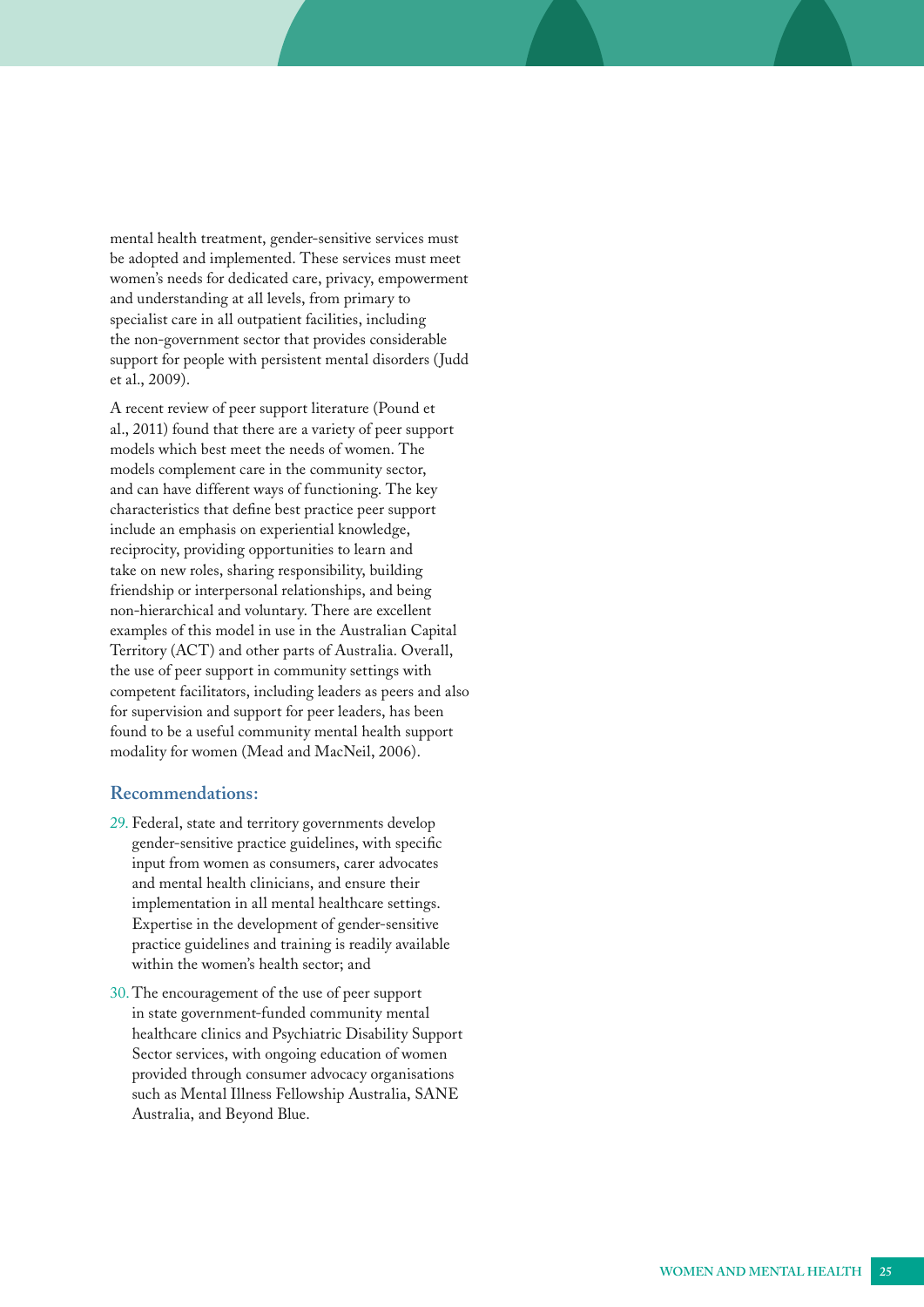mental health treatment, gender-sensitive services must be adopted and implemented. These services must meet women's needs for dedicated care, privacy, empowerment and understanding at all levels, from primary to specialist care in all outpatient facilities, including the non-government sector that provides considerable support for people with persistent mental disorders (Judd et al., 2009).

A recent review of peer support literature (Pound et al., 2011) found that there are a variety of peer support models which best meet the needs of women. The models complement care in the community sector, and can have different ways of functioning. The key characteristics that define best practice peer support include an emphasis on experiential knowledge, reciprocity, providing opportunities to learn and take on new roles, sharing responsibility, building friendship or interpersonal relationships, and being non-hierarchical and voluntary. There are excellent examples of this model in use in the Australian Capital Territory (ACT) and other parts of Australia. Overall, the use of peer support in community settings with competent facilitators, including leaders as peers and also for supervision and support for peer leaders, has been found to be a useful community mental health support modality for women (Mead and MacNeil, 2006).

### Recommendations:

29. Federal, state and territory governments develop gender-sensitive practice guidelines, with specific input from women as consumers, carer advocates and mental health clinicians, and ensure their implementation in all mental healthcare settings. Expertise in the development of gender-sensitive practice guidelines and training is readily available within the women's health sector; and
30. The encouragement of the use of peer support in state government-funded community mental healthcare clinics and Psychiatric Disability Support Sector services, with ongoing education of women provided through consumer advocacy organisations such as Mental Illness Fellowship Australia, SANE Australia, and Beyond Blue.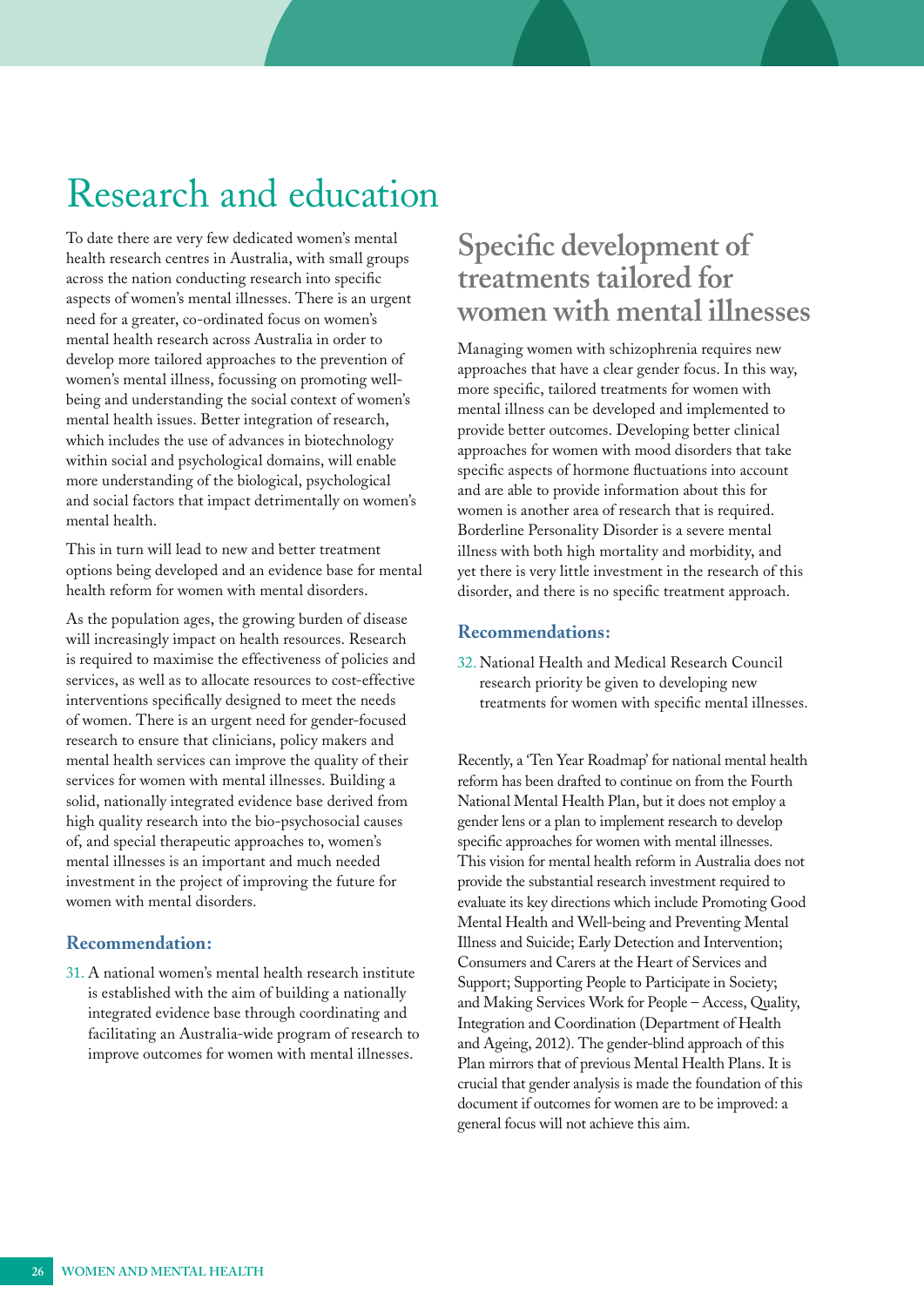# Research and education

To date there are very few dedicated women's mental health research centres in Australia, with small groups across the nation conducting research into specific aspects of women's mental illnesses. There is an urgent need for a greater, co-ordinated focus on women's mental health research across Australia in order to develop more tailored approaches to the prevention of women's mental illness, focussing on promoting well-being and understanding the social context of women's mental health issues. Better integration of research, which includes the use of advances in biotechnology within social and psychological domains, will enable more understanding of the biological, psychological and social factors that impact detrimentally on women's mental health.

This in turn will lead to new and better treatment options being developed and an evidence base for mental health reform for women with mental disorders.

As the population ages, the growing burden of disease will increasingly impact on health resources. Research is required to maximise the effectiveness of policies and services, as well as to allocate resources to cost-effective interventions specifically designed to meet the needs of women. There is an urgent need for gender-focused research to ensure that clinicians, policy makers and mental health services can improve the quality of their services for women with mental illnesses. Building a solid, nationally integrated evidence base derived from high quality research into the bio-psychosocial causes of, and special therapeutic approaches to, women's mental illnesses is an important and much needed investment in the project of improving the future for women with mental disorders.

### Recommendation:

31. A national women's mental health research institute is established with the aim of building a nationally integrated evidence base through coordinating and facilitating an Australia-wide program of research to improve outcomes for women with mental illnesses.

## Specific development of treatments tailored for women with mental illnesses

Managing women with schizophrenia requires new approaches that have a clear gender focus. In this way, more specific, tailored treatments for women with mental illness can be developed and implemented to provide better outcomes. Developing better clinical approaches for women with mood disorders that take specific aspects of hormone fluctuations into account and are able to provide information about this for women is another area of research that is required. Borderline Personality Disorder is a severe mental illness with both high mortality and morbidity, and yet there is very little investment in the research of this disorder, and there is no specific treatment approach.

### Recommendations:

32. National Health and Medical Research Council research priority be given to developing new treatments for women with specific mental illnesses.

Recently, a 'Ten Year Roadmap' for national mental health reform has been drafted to continue on from the Fourth National Mental Health Plan, but it does not employ a gender lens or a plan to implement research to develop specific approaches for women with mental illnesses. This vision for mental health reform in Australia does not provide the substantial research investment required to evaluate its key directions which include Promoting Good Mental Health and Well-being and Preventing Mental Illness and Suicide; Early Detection and Intervention; Consumers and Carers at the Heart of Services and Support; Supporting People to Participate in Society; and Making Services Work for People – Access, Quality, Integration and Coordination (Department of Health and Ageing, 2012). The gender-blind approach of this Plan mirrors that of previous Mental Health Plans. It is crucial that gender analysis is made the foundation of this document if outcomes for women are to be improved: a general focus will not achieve this aim.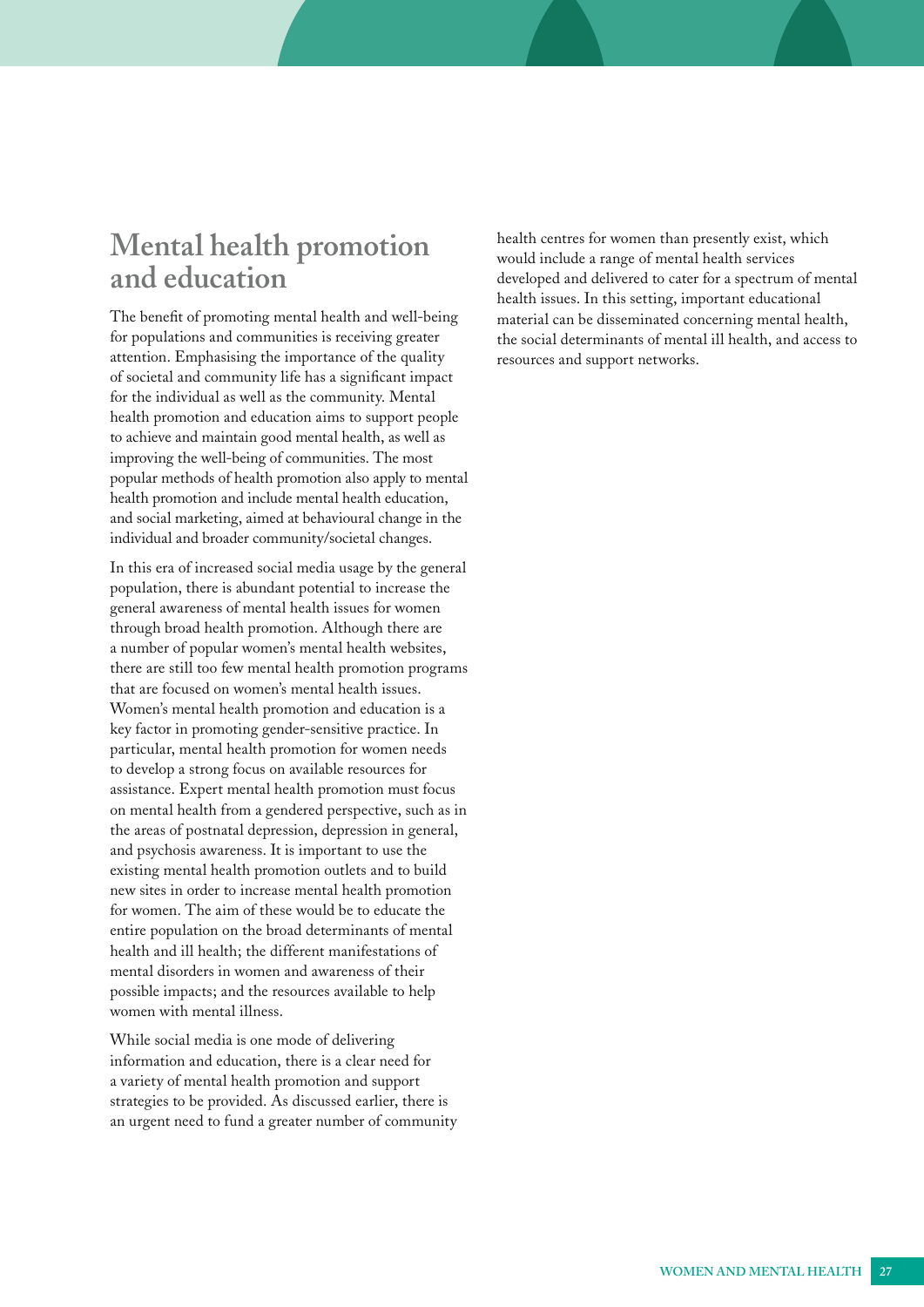## Mental health promotion and education

The benefit of promoting mental health and well-being for populations and communities is receiving greater attention. Emphasising the importance of the quality of societal and community life has a significant impact for the individual as well as the community. Mental health promotion and education aims to support people to achieve and maintain good mental health, as well as improving the well-being of communities. The most popular methods of health promotion also apply to mental health promotion and include mental health education, and social marketing, aimed at behavioural change in the individual and broader community/societal changes.

In this era of increased social media usage by the general population, there is abundant potential to increase the general awareness of mental health issues for women through broad health promotion. Although there are a number of popular women's mental health websites, there are still too few mental health promotion programs that are focused on women's mental health issues. Women's mental health promotion and education is a key factor in promoting gender-sensitive practice. In particular, mental health promotion for women needs to develop a strong focus on available resources for assistance. Expert mental health promotion must focus on mental health from a gendered perspective, such as in the areas of postnatal depression, depression in general, and psychosis awareness. It is important to use the existing mental health promotion outlets and to build new sites in order to increase mental health promotion for women. The aim of these would be to educate the entire population on the broad determinants of mental health and ill health; the different manifestations of mental disorders in women and awareness of their possible impacts; and the resources available to help women with mental illness.

While social media is one mode of delivering information and education, there is a clear need for a variety of mental health promotion and support strategies to be provided. As discussed earlier, there is an urgent need to fund a greater number of community health centres for women than presently exist, which would include a range of mental health services developed and delivered to cater for a spectrum of mental health issues. In this setting, important educational material can be disseminated concerning mental health, the social determinants of mental ill health, and access to resources and support networks.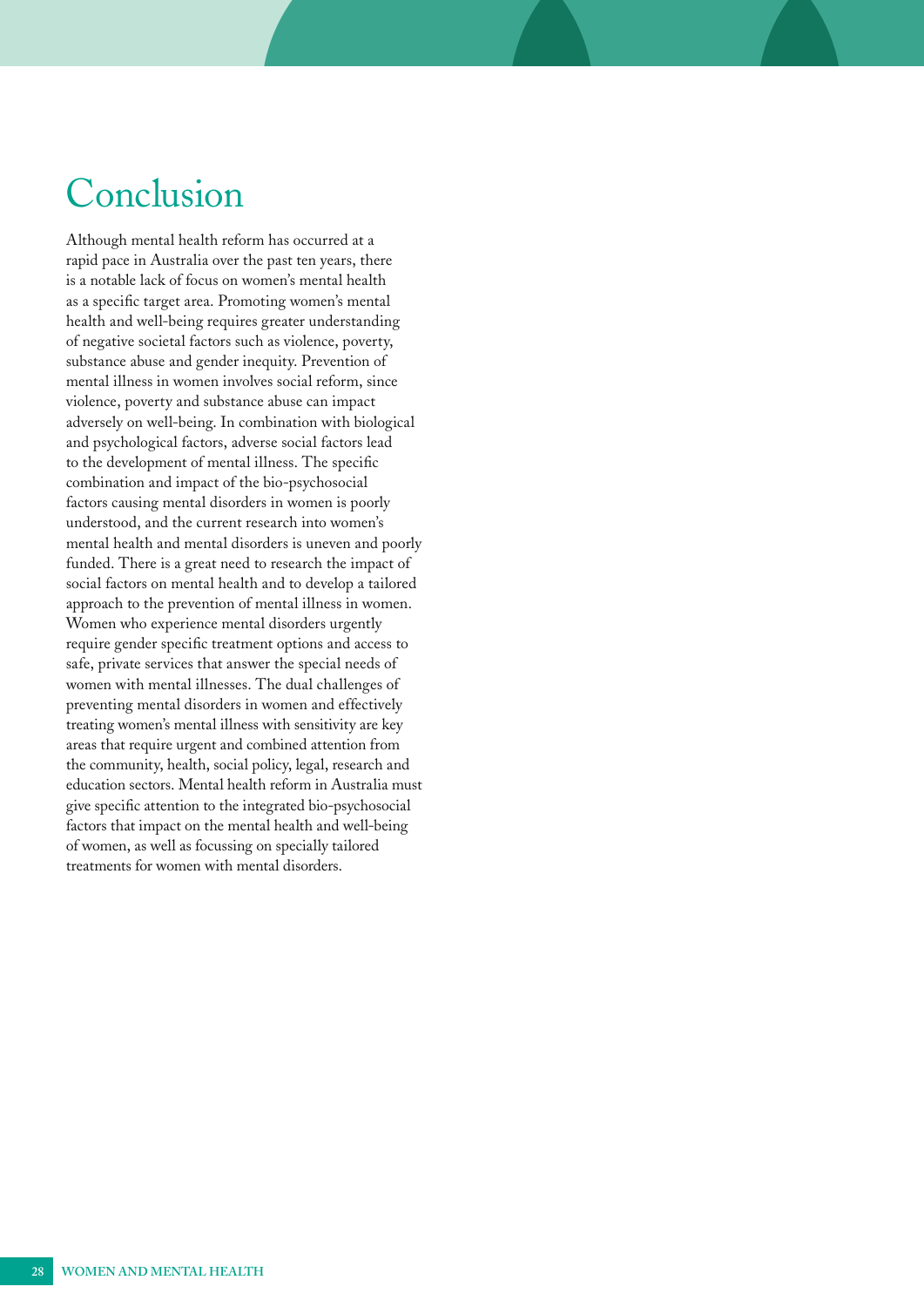# Conclusion

Although mental health reform has occurred at a rapid pace in Australia over the past ten years, there is a notable lack of focus on women's mental health as a specific target area. Promoting women's mental health and well-being requires greater understanding of negative societal factors such as violence, poverty, substance abuse and gender inequity. Prevention of mental illness in women involves social reform, since violence, poverty and substance abuse can impact adversely on well-being. In combination with biological and psychological factors, adverse social factors lead to the development of mental illness. The specific combination and impact of the bio-psychosocial factors causing mental disorders in women is poorly understood, and the current research into women's mental health and mental disorders is uneven and poorly funded. There is a great need to research the impact of social factors on mental health and to develop a tailored approach to the prevention of mental illness in women. Women who experience mental disorders urgently require gender specific treatment options and access to safe, private services that answer the special needs of women with mental illnesses. The dual challenges of preventing mental disorders in women and effectively treating women's mental illness with sensitivity are key areas that require urgent and combined attention from the community, health, social policy, legal, research and education sectors. Mental health reform in Australia must give specific attention to the integrated bio-psychosocial factors that impact on the mental health and well-being of women, as well as focussing on specially tailored treatments for women with mental disorders.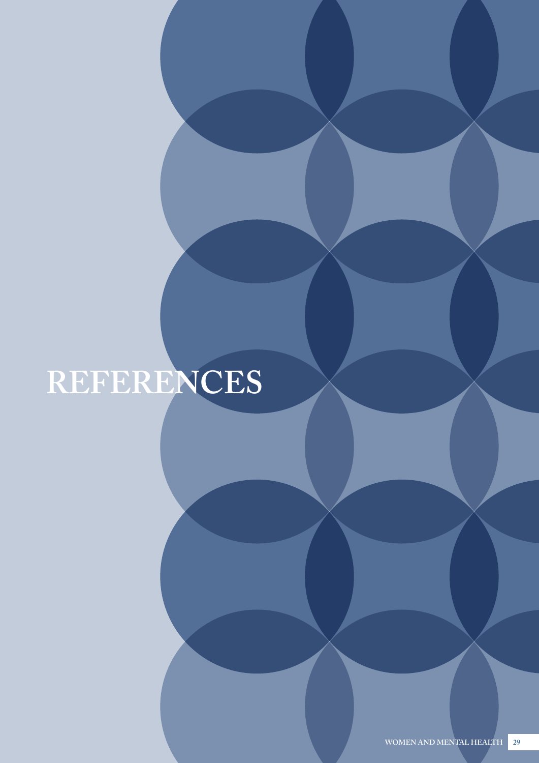# REFERENCES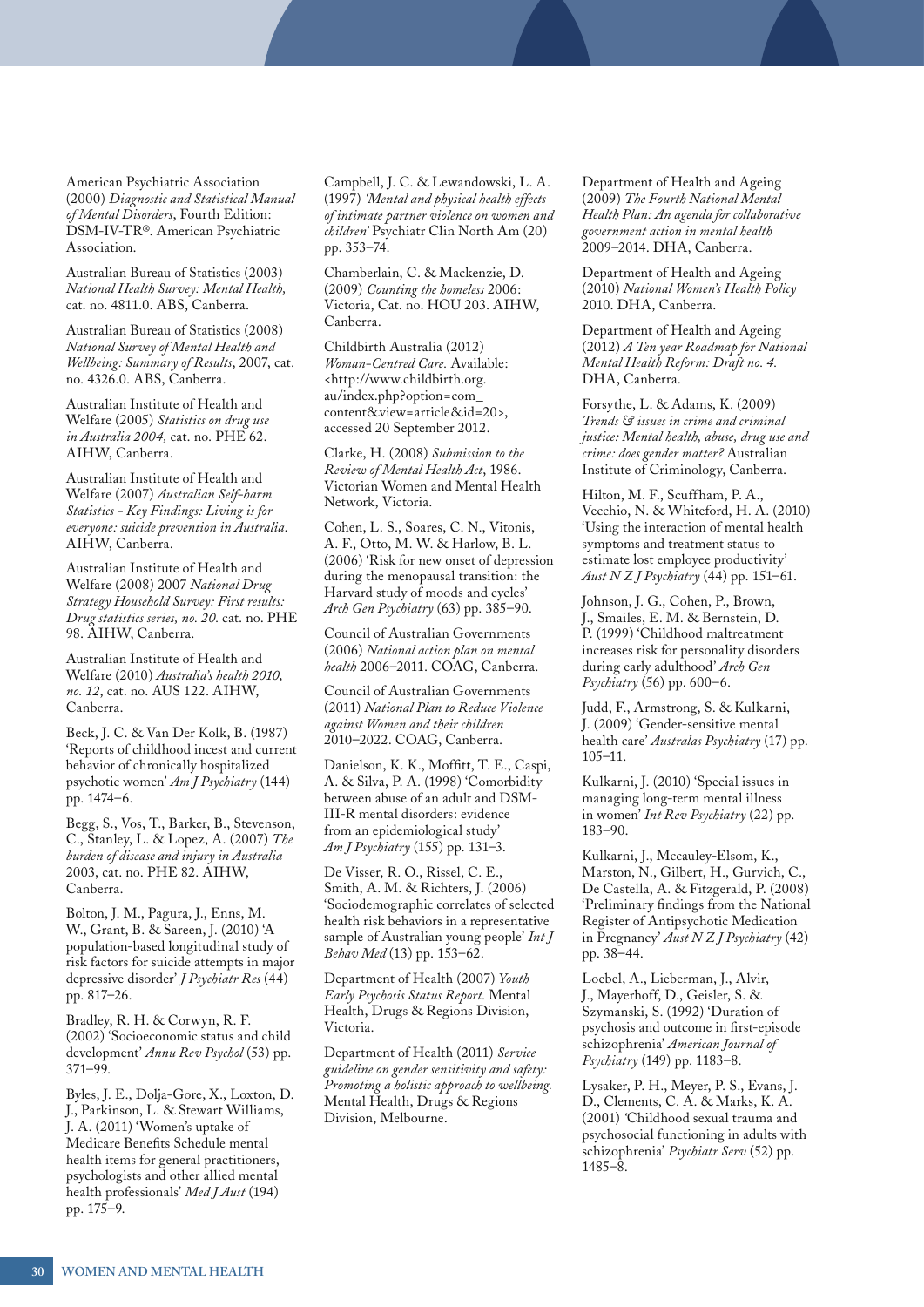American Psychiatric Association (2000) *Diagnostic and Statistical Manual of Mental Disorders*, Fourth Edition: DSM-IV-TR®. American Psychiatric Association.

Australian Bureau of Statistics (2003) *National Health Survey: Mental Health,* cat. no. 4811.0. ABS, Canberra.

Australian Bureau of Statistics (2008) *National Survey of Mental Health and Wellbeing: Summary of Results*, 2007, cat. no. 4326.0. ABS, Canberra.

Australian Institute of Health and Welfare (2005) *Statistics on drug use in Australia 2004,* cat. no. PHE 62. AIHW, Canberra.

Australian Institute of Health and Welfare (2007) *Australian Self-harm Statistics - Key Findings: Living is for everyone: suicide prevention in Australia*. AIHW, Canberra.

Australian Institute of Health and Welfare (2008) 2007 *National Drug Strategy Household Survey: First results: Drug statistics series, no. 20.* cat. no. PHE 98. AIHW, Canberra.

Australian Institute of Health and Welfare (2010) *Australia's health 2010, no. 12*, cat. no. AUS 122. AIHW, Canberra.

Beck, J. C. & Van Der Kolk, B. (1987) 'Reports of childhood incest and current behavior of chronically hospitalized psychotic women' *Am J Psychiatry* (144) pp. 1474–6.

Begg, S., Vos, T., Barker, B., Stevenson, C., Stanley, L. & Lopez, A. (2007) *The burden of disease and injury in Australia* 2003, cat. no. PHE 82. AIHW, Canberra.

Bolton, J. M., Pagura, J., Enns, M. W., Grant, B. & Sareen, J. (2010) 'A population-based longitudinal study of risk factors for suicide attempts in major depressive disorder' *J Psychiatr Res* (44) pp. 817–26.

Bradley, R. H. & Corwyn, R. F. (2002) 'Socioeconomic status and child development' *Annu Rev Psychol* (53) pp. 371–99.

Byles, J. E., Dolja-Gore, X., Loxton, D. J., Parkinson, L. & Stewart Williams, J. A. (2011) 'Women's uptake of Medicare Benefits Schedule mental health items for general practitioners, psychologists and other allied mental health professionals' *Med J Aust* (194) pp. 175–9.

Campbell, J. C. & Lewandowski, L. A. (1997) *'Mental and physical health effects of intimate partner violence on women and children'* Psychiatr Clin North Am (20) pp. 353–74.

Chamberlain, C. & Mackenzie, D. (2009) *Counting the homeless* 2006: Victoria, Cat. no. HOU 203. AIHW, Canberra.

Childbirth Australia (2012) *Woman-Centred Care.* Available: <http://www.childbirth.org.au/index.php?option=com_content&view=article&id=20>, accessed 20 September 2012.

Clarke, H. (2008) *Submission to the Review of Mental Health Act*, 1986. Victorian Women and Mental Health Network, Victoria.

Cohen, L. S., Soares, C. N., Vitonis, A. F., Otto, M. W. & Harlow, B. L. (2006) 'Risk for new onset of depression during the menopausal transition: the Harvard study of moods and cycles' *Arch Gen Psychiatry* (63) pp. 385–90.

Council of Australian Governments (2006) *National action plan on mental health* 2006–2011. COAG, Canberra.

Council of Australian Governments (2011) *National Plan to Reduce Violence against Women and their children* 2010–2022. COAG, Canberra.

Danielson, K. K., Moffitt, T. E., Caspi, A. & Silva, P. A. (1998) 'Comorbidity between abuse of an adult and DSM-III-R mental disorders: evidence from an epidemiological study' *Am J Psychiatry* (155) pp. 131–3.

De Visser, R. O., Rissel, C. E., Smith, A. M. & Richters, J. (2006) 'Sociodemographic correlates of selected health risk behaviors in a representative sample of Australian young people' *Int J Behav Med* (13) pp. 153–62.

Department of Health (2007) *Youth Early Psychosis Status Report.* Mental Health, Drugs & Regions Division, Victoria.

Department of Health (2011) *Service guideline on gender sensitivity and safety: Promoting a holistic approach to wellbeing.* Mental Health, Drugs & Regions Division, Melbourne.

Department of Health and Ageing (2009) *The Fourth National Mental Health Plan: An agenda for collaborative government action in mental health* 2009–2014. DHA, Canberra.

Department of Health and Ageing (2010) *National Women's Health Policy* 2010. DHA, Canberra.

Department of Health and Ageing (2012) *A Ten year Roadmap for National Mental Health Reform: Draft no. 4.* DHA, Canberra.

Forsythe, L. & Adams, K. (2009) *Trends & issues in crime and criminal justice: Mental health, abuse, drug use and crime: does gender matter?* Australian Institute of Criminology, Canberra.

Hilton, M. F., Scuffham, P. A., Vecchio, N. & Whiteford, H. A. (2010) 'Using the interaction of mental health symptoms and treatment status to estimate lost employee productivity' *Aust N Z J Psychiatry* (44) pp. 151–61.

Johnson, J. G., Cohen, P., Brown, J., Smailes, E. M. & Bernstein, D. P. (1999) 'Childhood maltreatment increases risk for personality disorders during early adulthood' *Arch Gen Psychiatry* (56) pp. 600–6.

Judd, F., Armstrong, S. & Kulkarni, J. (2009) 'Gender-sensitive mental health care' *Australas Psychiatry* (17) pp. 105–11.

Kulkarni, J. (2010) 'Special issues in managing long-term mental illness in women' *Int Rev Psychiatry* (22) pp. 183–90.

Kulkarni, J., Mccauley-Elsom, K., Marston, N., Gilbert, H., Gurvich, C., De Castella, A. & Fitzgerald, P. (2008) 'Preliminary findings from the National Register of Antipsychotic Medication in Pregnancy' *Aust N Z J Psychiatry* (42) pp. 38–44.

Loebel, A., Lieberman, J., Alvir, J., Mayerhoff, D., Geisler, S. & Szymanski, S. (1992) 'Duration of psychosis and outcome in first-episode schizophrenia' *American Journal of Psychiatry* (149) pp. 1183–8.

Lysaker, P. H., Meyer, P. S., Evans, J. D., Clements, C. A. & Marks, K. A. (2001) 'Childhood sexual trauma and psychosocial functioning in adults with schizophrenia' *Psychiatr Serv* (52) pp. 1485–8.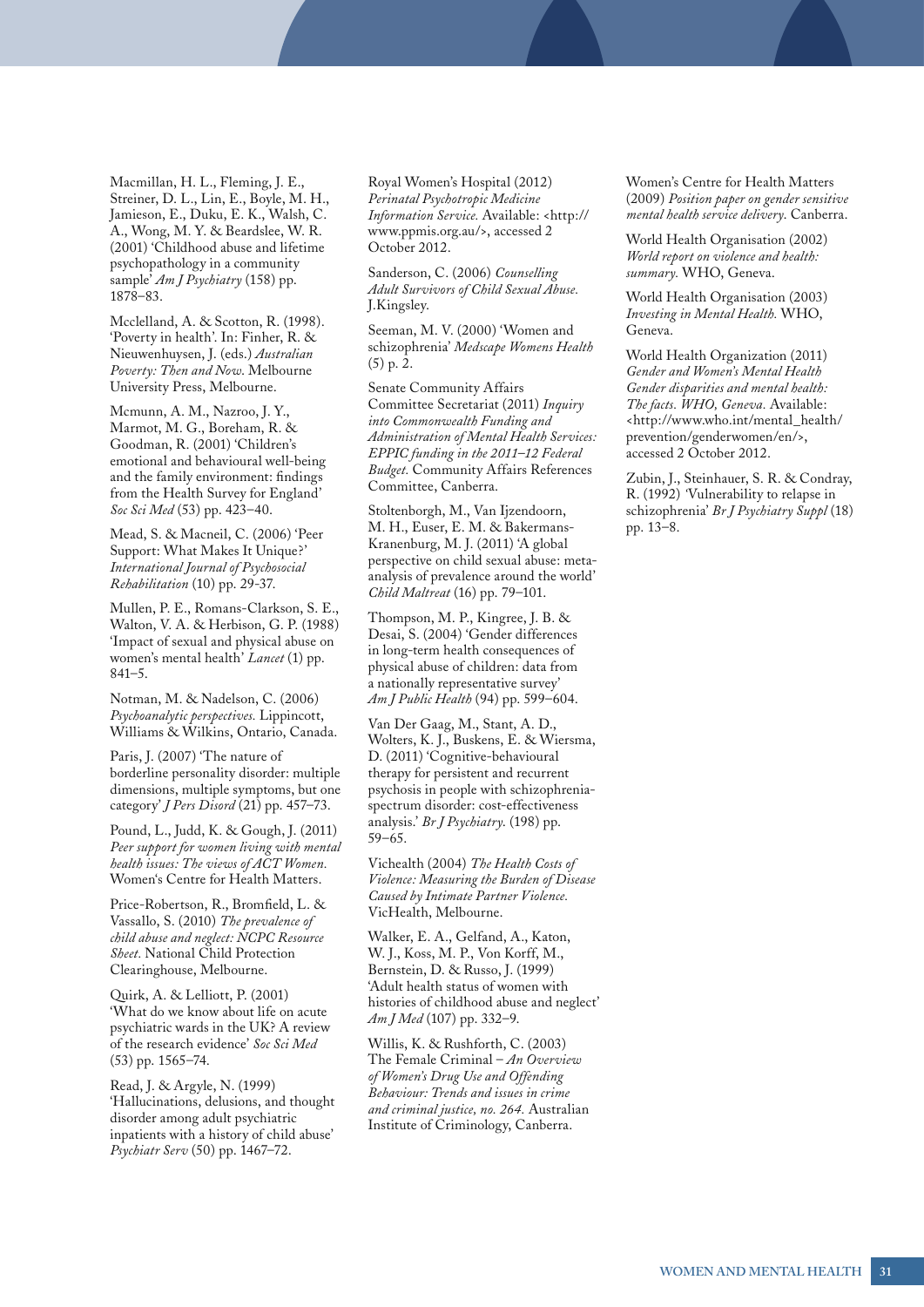Macmillan, H. L., Fleming, J. E., Streiner, D. L., Lin, E., Boyle, M. H., Jamieson, E., Duku, E. K., Walsh, C. A., Wong, M. Y. & Beardslee, W. R. (2001) 'Childhood abuse and lifetime psychopathology in a community sample' *Am J Psychiatry* (158) pp. 1878–83.

Mcclelland, A. & Scotton, R. (1998). 'Poverty in health'. In: Finher, R. & Nieuwenhuysen, J. (eds.) *Australian Poverty: Then and Now.* Melbourne University Press, Melbourne.

Mcmunn, A. M., Nazroo, J. Y., Marmot, M. G., Boreham, R. & Goodman, R. (2001) 'Children's emotional and behavioural well-being and the family environment: findings from the Health Survey for England' *Soc Sci Med* (53) pp. 423–40.

Mead, S. & Macneil, C. (2006) 'Peer Support: What Makes It Unique?' *International Journal of Psychosocial Rehabilitation* (10) pp. 29-37.

Mullen, P. E., Romans-Clarkson, S. E., Walton, V. A. & Herbison, G. P. (1988) 'Impact of sexual and physical abuse on women's mental health' *Lancet* (1) pp. 841–5.

Notman, M. & Nadelson, C. (2006) *Psychoanalytic perspectives.* Lippincott, Williams & Wilkins, Ontario, Canada.

Paris, J. (2007) 'The nature of borderline personality disorder: multiple dimensions, multiple symptoms, but one category' *J Pers Disord* (21) pp. 457–73.

Pound, L., Judd, K. & Gough, J. (2011) *Peer support for women living with mental health issues: The views of ACT Women.* Women's Centre for Health Matters.

Price-Robertson, R., Bromfield, L. & Vassallo, S. (2010) *The prevalence of child abuse and neglect: NCPC Resource Sheet.* National Child Protection Clearinghouse, Melbourne.

Quirk, A. & Lelliott, P. (2001) 'What do we know about life on acute psychiatric wards in the UK? A review of the research evidence' *Soc Sci Med* (53) pp. 1565–74.

Read, J. & Argyle, N. (1999) 'Hallucinations, delusions, and thought disorder among adult psychiatric inpatients with a history of child abuse' *Psychiatr Serv* (50) pp. 1467–72.

Royal Women's Hospital (2012) *Perinatal Psychotropic Medicine Information Service.* Available: <http://www.ppmis.org.au/>, accessed 2 October 2012.

Sanderson, C. (2006) *Counselling Adult Survivors of Child Sexual Abuse.* J.Kingsley.

Seeman, M. V. (2000) 'Women and schizophrenia' *Medscape Womens Health* (5) p. 2.

Senate Community Affairs Committee Secretariat (2011) *Inquiry into Commonwealth Funding and Administration of Mental Health Services: EPPIC funding in the 2011–12 Federal Budget.* Community Affairs References Committee, Canberra.

Stoltenborgh, M., Van Ijzendoorn, M. H., Euser, E. M. & Bakermans-Kranenburg, M. J. (2011) 'A global perspective on child sexual abuse: meta-analysis of prevalence around the world' *Child Maltreat* (16) pp. 79–101.

Thompson, M. P., Kingree, J. B. & Desai, S. (2004) 'Gender differences in long-term health consequences of physical abuse of children: data from a nationally representative survey' *Am J Public Health* (94) pp. 599–604.

Van Der Gaag, M., Stant, A. D., Wolters, K. J., Buskens, E. & Wiersma, D. (2011) 'Cognitive-behavioural therapy for persistent and recurrent psychosis in people with schizophrenia-spectrum disorder: cost-effectiveness analysis.' *Br J Psychiatry.* (198) pp. 59–65.

Vichealth (2004) *The Health Costs of Violence: Measuring the Burden of Disease Caused by Intimate Partner Violence.* VicHealth, Melbourne.

Walker, E. A., Gelfand, A., Katon, W. J., Koss, M. P., Von Korff, M., Bernstein, D. & Russo, J. (1999) 'Adult health status of women with histories of childhood abuse and neglect' *Am J Med* (107) pp. 332–9.

Willis, K. & Rushforth, C. (2003) The Female Criminal – *An Overview of Women's Drug Use and Offending Behaviour: Trends and issues in crime and criminal justice, no. 264.* Australian Institute of Criminology, Canberra.

Women's Centre for Health Matters (2009) *Position paper on gender sensitive mental health service delivery.* Canberra.

World Health Organisation (2002) *World report on violence and health: summary.* WHO, Geneva.

World Health Organisation (2003) *Investing in Mental Health.* WHO, Geneva.

World Health Organization (2011) *Gender and Women's Mental Health Gender disparities and mental health: The facts. WHO, Geneva.* Available: <http://www.who.int/mental_health/prevention/genderwomen/en/>, accessed 2 October 2012.

Zubin, J., Steinhauer, S. R. & Condray, R. (1992) 'Vulnerability to relapse in schizophrenia' *Br J Psychiatry Suppl* (18) pp. 13–8.